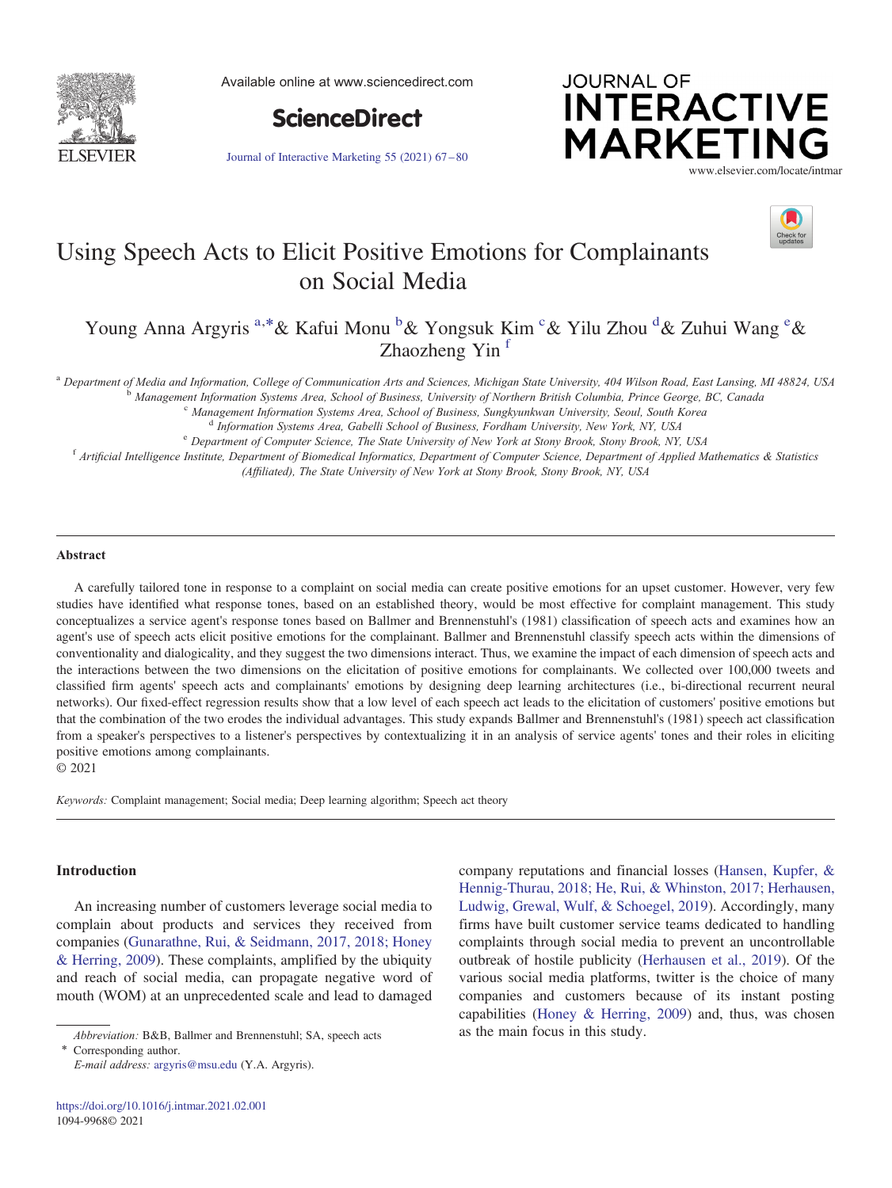# Using Speech Acts to Elicit Positive Emotions for Complainants on Social Media

Young Anna Argyris [a,*] & Kafui Monu [b] & Yongsuk Kim [c] & Yilu Zhou [d] & Zuhui Wang [e] & Zhaozheng Yin [f]

[a] *Department of Media and Information, College of Communication Arts and Sciences, Michigan State University, 404 Wilson Road, East Lansing, MI 48824, USA*

[b] *Management Information Systems Area, School of Business, University of Northern British Columbia, Prince George, BC, Canada*

[c] *Management Information Systems Area, School of Business, Sungkyunkwan University, Seoul, South Korea*

[d] *Information Systems Area, Gabelli School of Business, Fordham University, New York, NY, USA*

[e] *Department of Computer Science, The State University of New York at Stony Brook, Stony Brook, NY, USA*

[f] *Artificial Intelligence Institute, Department of Biomedical Informatics, Department of Computer Science, Department of Applied Mathematics & Statistics (Affiliated), The State University of New York at Stony Brook, Stony Brook, NY, USA*

## Abstract

A carefully tailored tone in response to a complaint on social media can create positive emotions for an upset customer. However, very few studies have identified what response tones, based on an established theory, would be most effective for complaint management. This study conceptualizes a service agent's response tones based on Ballmer and Brennenstuhl's (1981) classification of speech acts and examines how an agent's use of speech acts elicit positive emotions for the complainant. Ballmer and Brennenstuhl classify speech acts within the dimensions of conventionality and dialogicality, and they suggest the two dimensions interact. Thus, we examine the impact of each dimension of speech acts and the interactions between the two dimensions on the elicitation of positive emotions for complainants. We collected over 100,000 tweets and classified firm agents' speech acts and complainants' emotions by designing deep learning architectures (i.e., bi-directional recurrent neural networks). Our fixed-effect regression results show that a low level of each speech act leads to the elicitation of customers' positive emotions but that the combination of the two erodes the individual advantages. This study expands Ballmer and Brennenstuhl's (1981) speech act classification from a speaker's perspectives to a listener's perspectives by contextualizing it in an analysis of service agents' tones and their roles in eliciting positive emotions among complainants.

© 2021

*Keywords:* Complaint management; Social media; Deep learning algorithm; Speech act theory

## Introduction

An increasing number of customers leverage social media to complain about products and services they received from companies (Gunarathne, Rui, & Seidmann, 2017, 2018; Honey & Herring, 2009). These complaints, amplified by the ubiquity and reach of social media, can propagate negative word of mouth (WOM) at an unprecedented scale and lead to damaged company reputations and financial losses (Hansen, Kupfer, & Hennig-Thurau, 2018; He, Rui, & Whinston, 2017; Herhausen, Ludwig, Grewal, Wulf, & Schoegel, 2019). Accordingly, many firms have built customer service teams dedicated to handling complaints through social media to prevent an uncontrollable outbreak of hostile publicity (Herhausen et al., 2019). Of the various social media platforms, twitter is the choice of many companies and customers because of its instant posting capabilities (Honey & Herring, 2009) and, thus, was chosen as the main focus in this study.

---

*Abbreviation:* B&B, Ballmer and Brennenstuhl; SA, speech acts

\* Corresponding author.

*E-mail address:* argyris@msu.edu (Y.A. Argyris).

https://doi.org/10.1016/j.intmar.2021.02.001

1094-9968© 2021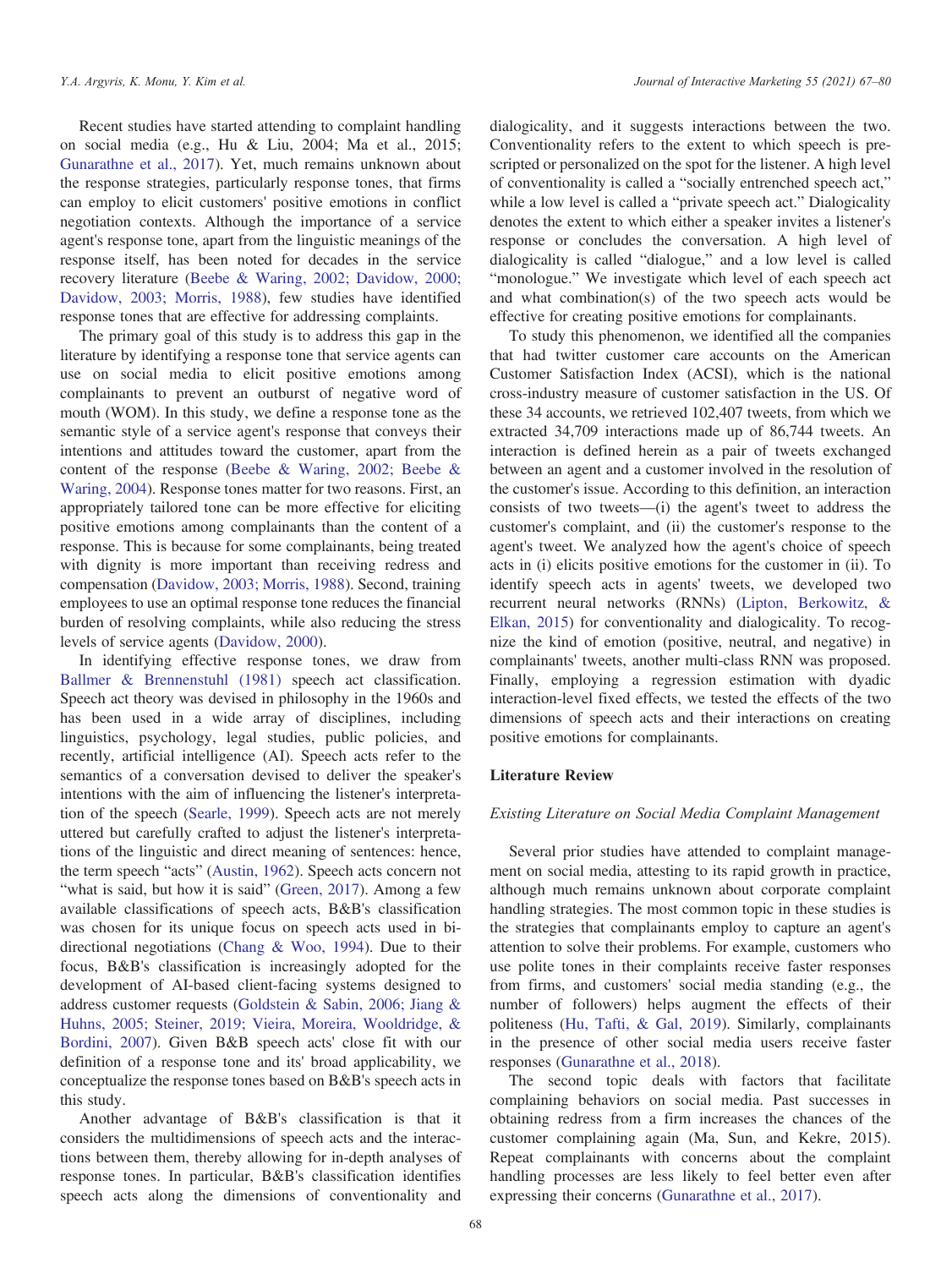Recent studies have started attending to complaint handling on social media (e.g., Hu & Liu, 2004; Ma et al., 2015; Gunarathne et al., 2017). Yet, much remains unknown about the response strategies, particularly response tones, that firms can employ to elicit customers' positive emotions in conflict negotiation contexts. Although the importance of a service agent's response tone, apart from the linguistic meanings of the response itself, has been noted for decades in the service recovery literature (Beebe & Waring, 2002; Davidow, 2000; Davidow, 2003; Morris, 1988), few studies have identified response tones that are effective for addressing complaints.

The primary goal of this study is to address this gap in the literature by identifying a response tone that service agents can use on social media to elicit positive emotions among complainants to prevent an outburst of negative word of mouth (WOM). In this study, we define a response tone as the semantic style of a service agent's response that conveys their intentions and attitudes toward the customer, apart from the content of the response (Beebe & Waring, 2002; Beebe & Waring, 2004). Response tones matter for two reasons. First, an appropriately tailored tone can be more effective for eliciting positive emotions among complainants than the content of a response. This is because for some complainants, being treated with dignity is more important than receiving redress and compensation (Davidow, 2003; Morris, 1988). Second, training employees to use an optimal response tone reduces the financial burden of resolving complaints, while also reducing the stress levels of service agents (Davidow, 2000).

In identifying effective response tones, we draw from Ballmer & Brennenstuhl (1981) speech act classification. Speech act theory was devised in philosophy in the 1960s and has been used in a wide array of disciplines, including linguistics, psychology, legal studies, public policies, and recently, artificial intelligence (AI). Speech acts refer to the semantics of a conversation devised to deliver the speaker's intentions with the aim of influencing the listener's interpretation of the speech (Searle, 1999). Speech acts are not merely uttered but carefully crafted to adjust the listener's interpretations of the linguistic and direct meaning of sentences: hence, the term speech "acts" (Austin, 1962). Speech acts concern not "what is said, but how it is said" (Green, 2017). Among a few available classifications of speech acts, B&B's classification was chosen for its unique focus on speech acts used in bi-directional negotiations (Chang & Woo, 1994). Due to their focus, B&B's classification is increasingly adopted for the development of AI-based client-facing systems designed to address customer requests (Goldstein & Sabin, 2006; Jiang & Huhns, 2005; Steiner, 2019; Vieira, Moreira, Wooldridge, & Bordini, 2007). Given B&B speech acts' close fit with our definition of a response tone and its' broad applicability, we conceptualize the response tones based on B&B's speech acts in this study.

Another advantage of B&B's classification is that it considers the multidimensions of speech acts and the interactions between them, thereby allowing for in-depth analyses of response tones. In particular, B&B's classification identifies speech acts along the dimensions of conventionality and dialogicality, and it suggests interactions between the two. Conventionality refers to the extent to which speech is pre-scripted or personalized on the spot for the listener. A high level of conventionality is called a "socially entrenched speech act," while a low level is called a "private speech act." Dialogicality denotes the extent to which either a speaker invites a listener's response or concludes the conversation. A high level of dialogicality is called "dialogue," and a low level is called "monologue." We investigate which level of each speech act and what combination(s) of the two speech acts would be effective for creating positive emotions for complainants.

To study this phenomenon, we identified all the companies that had twitter customer care accounts on the American Customer Satisfaction Index (ACSI), which is the national cross-industry measure of customer satisfaction in the US. Of these 34 accounts, we retrieved 102,407 tweets, from which we extracted 34,709 interactions made up of 86,744 tweets. An interaction is defined herein as a pair of tweets exchanged between an agent and a customer involved in the resolution of the customer's issue. According to this definition, an interaction consists of two tweets—(i) the agent's tweet to address the customer's complaint, and (ii) the customer's response to the agent's tweet. We analyzed how the agent's choice of speech acts in (i) elicits positive emotions for the customer in (ii). To identify speech acts in agents' tweets, we developed two recurrent neural networks (RNNs) (Lipton, Berkowitz, & Elkan, 2015) for conventionality and dialogicality. To recognize the kind of emotion (positive, neutral, and negative) in complainants' tweets, another multi-class RNN was proposed. Finally, employing a regression estimation with dyadic interaction-level fixed effects, we tested the effects of the two dimensions of speech acts and their interactions on creating positive emotions for complainants.

## Literature Review

### *Existing Literature on Social Media Complaint Management*

Several prior studies have attended to complaint management on social media, attesting to its rapid growth in practice, although much remains unknown about corporate complaint handling strategies. The most common topic in these studies is the strategies that complainants employ to capture an agent's attention to solve their problems. For example, customers who use polite tones in their complaints receive faster responses from firms, and customers' social media standing (e.g., the number of followers) helps augment the effects of their politeness (Hu, Tafti, & Gal, 2019). Similarly, complainants in the presence of other social media users receive faster responses (Gunarathne et al., 2018).

The second topic deals with factors that facilitate complaining behaviors on social media. Past successes in obtaining redress from a firm increases the chances of the customer complaining again (Ma, Sun, and Kekre, 2015). Repeat complainants with concerns about the complaint handling processes are less likely to feel better even after expressing their concerns (Gunarathne et al., 2017).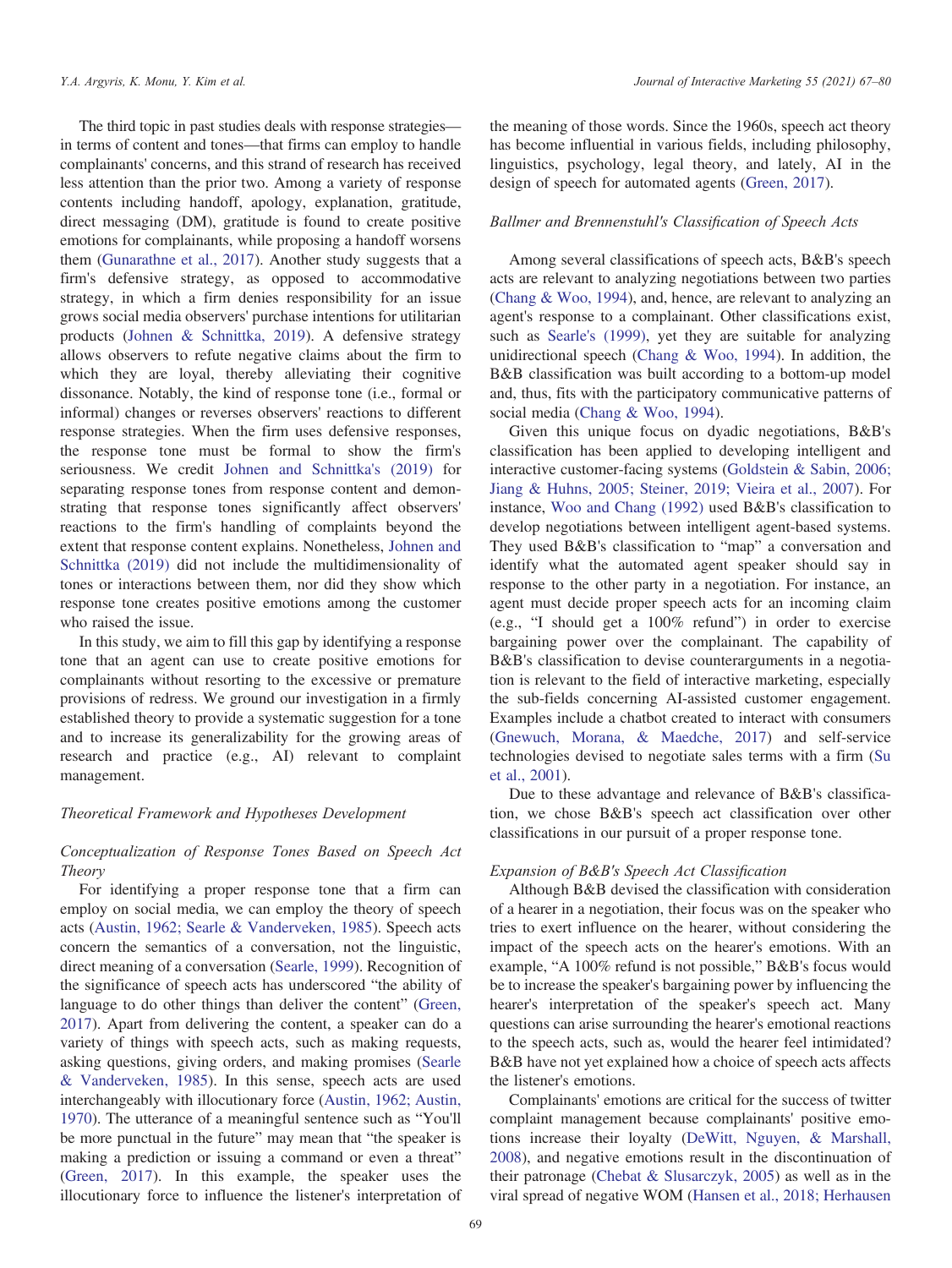The third topic in past studies deals with response strategies—in terms of content and tones—that firms can employ to handle complainants' concerns, and this strand of research has received less attention than the prior two. Among a variety of response contents including handoff, apology, explanation, gratitude, direct messaging (DM), gratitude is found to create positive emotions for complainants, while proposing a handoff worsens them (Gunarathne et al., 2017). Another study suggests that a firm's defensive strategy, as opposed to accommodative strategy, in which a firm denies responsibility for an issue grows social media observers' purchase intentions for utilitarian products (Johnen & Schnittka, 2019). A defensive strategy allows observers to refute negative claims about the firm to which they are loyal, thereby alleviating their cognitive dissonance. Notably, the kind of response tone (i.e., formal or informal) changes or reverses observers' reactions to different response strategies. When the firm uses defensive responses, the response tone must be formal to show the firm's seriousness. We credit Johnen and Schnittka's (2019) for separating response tones from response content and demonstrating that response tones significantly affect observers' reactions to the firm's handling of complaints beyond the extent that response content explains. Nonetheless, Johnen and Schnittka (2019) did not include the multidimensionality of tones or interactions between them, nor did they show which response tone creates positive emotions among the customer who raised the issue.

In this study, we aim to fill this gap by identifying a response tone that an agent can use to create positive emotions for complainants without resorting to the excessive or premature provisions of redress. We ground our investigation in a firmly established theory to provide a systematic suggestion for a tone and to increase its generalizability for the growing areas of research and practice (e.g., AI) relevant to complaint management.

## Theoretical Framework and Hypotheses Development

### Conceptualization of Response Tones Based on Speech Act Theory

For identifying a proper response tone that a firm can employ on social media, we can employ the theory of speech acts (Austin, 1962; Searle & Vanderveken, 1985). Speech acts concern the semantics of a conversation, not the linguistic, direct meaning of a conversation (Searle, 1999). Recognition of the significance of speech acts has underscored "the ability of language to do other things than deliver the content" (Green, 2017). Apart from delivering the content, a speaker can do a variety of things with speech acts, such as making requests, asking questions, giving orders, and making promises (Searle & Vanderveken, 1985). In this sense, speech acts are used interchangeably with illocutionary force (Austin, 1962; Austin, 1970). The utterance of a meaningful sentence such as "You'll be more punctual in the future" may mean that "the speaker is making a prediction or issuing a command or even a threat" (Green, 2017). In this example, the speaker uses the illocutionary force to influence the listener's interpretation of the meaning of those words. Since the 1960s, speech act theory has become influential in various fields, including philosophy, linguistics, psychology, legal theory, and lately, AI in the design of speech for automated agents (Green, 2017).

### Ballmer and Brennenstuhl's Classification of Speech Acts

Among several classifications of speech acts, B&B's speech acts are relevant to analyzing negotiations between two parties (Chang & Woo, 1994), and, hence, are relevant to analyzing an agent's response to a complainant. Other classifications exist, such as Searle's (1999), yet they are suitable for analyzing unidirectional speech (Chang & Woo, 1994). In addition, the B&B classification was built according to a bottom-up model and, thus, fits with the participatory communicative patterns of social media (Chang & Woo, 1994).

Given this unique focus on dyadic negotiations, B&B's classification has been applied to developing intelligent and interactive customer-facing systems (Goldstein & Sabin, 2006; Jiang & Huhns, 2005; Steiner, 2019; Vieira et al., 2007). For instance, Woo and Chang (1992) used B&B's classification to develop negotiations between intelligent agent-based systems. They used B&B's classification to "map" a conversation and identify what the automated agent speaker should say in response to the other party in a negotiation. For instance, an agent must decide proper speech acts for an incoming claim (e.g., "I should get a 100% refund") in order to exercise bargaining power over the complainant. The capability of B&B's classification to devise counterarguments in a negotiation is relevant to the field of interactive marketing, especially the sub-fields concerning AI-assisted customer engagement. Examples include a chatbot created to interact with consumers (Gnewuch, Morana, & Maedche, 2017) and self-service technologies devised to negotiate sales terms with a firm (Su et al., 2001).

Due to these advantage and relevance of B&B's classification, we chose B&B's speech act classification over other classifications in our pursuit of a proper response tone.

### Expansion of B&B's Speech Act Classification

Although B&B devised the classification with consideration of a hearer in a negotiation, their focus was on the speaker who tries to exert influence on the hearer, without considering the impact of the speech acts on the hearer's emotions. With an example, "A 100% refund is not possible," B&B's focus would be to increase the speaker's bargaining power by influencing the hearer's interpretation of the speaker's speech act. Many questions can arise surrounding the hearer's emotional reactions to the speech acts, such as, would the hearer feel intimidated? B&B have not yet explained how a choice of speech acts affects the listener's emotions.

Complainants' emotions are critical for the success of twitter complaint management because complainants' positive emotions increase their loyalty (DeWitt, Nguyen, & Marshall, 2008), and negative emotions result in the discontinuation of their patronage (Chebat & Slusarczyk, 2005) as well as in the viral spread of negative WOM (Hansen et al., 2018; Herhausen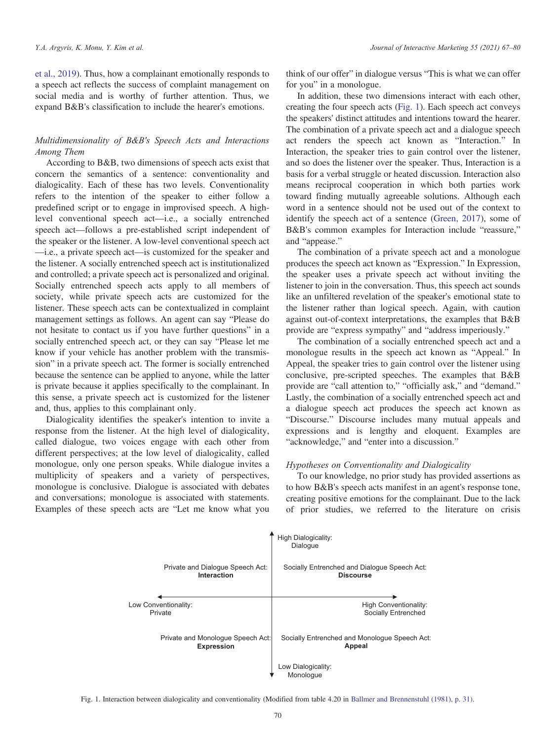et al., 2019). Thus, how a complainant emotionally responds to a speech act reflects the success of complaint management on social media and is worthy of further attention. Thus, we expand B&B's classification to include the hearer's emotions.

### *Multidimensionality of B&B's Speech Acts and Interactions Among Them*

According to B&B, two dimensions of speech acts exist that concern the semantics of a sentence: conventionality and dialogicality. Each of these has two levels. Conventionality refers to the intention of the speaker to either follow a predefined script or to engage in improvised speech. A high-level conventional speech act—i.e., a socially entrenched speech act—follows a pre-established script independent of the speaker or the listener. A low-level conventional speech act—i.e., a private speech act—is customized for the speaker and the listener. A socially entrenched speech act is institutionalized and controlled; a private speech act is personalized and original. Socially entrenched speech acts apply to all members of society, while private speech acts are customized for the listener. These speech acts can be contextualized in complaint management settings as follows. An agent can say "Please do not hesitate to contact us if you have further questions" in a socially entrenched speech act, or they can say "Please let me know if your vehicle has another problem with the transmission" in a private speech act. The former is socially entrenched because the sentence can be applied to anyone, while the latter is private because it applies specifically to the complainant. In this sense, a private speech act is customized for the listener and, thus, applies to this complainant only.

Dialogicality identifies the speaker's intention to invite a response from the listener. At the high level of dialogicality, called dialogue, two voices engage with each other from different perspectives; at the low level of dialogicality, called monologue, only one person speaks. While dialogue invites a multiplicity of speakers and a variety of perspectives, monologue is conclusive. Dialogue is associated with debates and conversations; monologue is associated with statements. Examples of these speech acts are "Let me know what you think of our offer" in dialogue versus "This is what we can offer for you" in a monologue.

In addition, these two dimensions interact with each other, creating the four speech acts (Fig. 1). Each speech act conveys the speakers' distinct attitudes and intentions toward the hearer. The combination of a private speech act and a dialogue speech act renders the speech act known as "Interaction." In Interaction, the speaker tries to gain control over the listener, and so does the listener over the speaker. Thus, Interaction is a basis for a verbal struggle or heated discussion. Interaction also means reciprocal cooperation in which both parties work toward finding mutually agreeable solutions. Although each word in a sentence should not be used out of the context to identify the speech act of a sentence (Green, 2017), some of B&B's common examples for Interaction include "reassure," and "appease."

The combination of a private speech act and a monologue produces the speech act known as "Expression." In Expression, the speaker uses a private speech act without inviting the listener to join in the conversation. Thus, this speech act sounds like an unfiltered revelation of the speaker's emotional state to the listener rather than logical speech. Again, with caution against out-of-context interpretations, the examples that B&B provide are "express sympathy" and "address imperiously."

The combination of a socially entrenched speech act and a monologue results in the speech act known as "Appeal." In Appeal, the speaker tries to gain control over the listener using conclusive, pre-scripted speeches. The examples that B&B provide are "call attention to," "officially ask," and "demand." Lastly, the combination of a socially entrenched speech act and a dialogue speech act produces the speech act known as "Discourse." Discourse includes many mutual appeals and expressions and is lengthy and eloquent. Examples are "acknowledge," and "enter into a discussion."

### *Hypotheses on Conventionality and Dialogicality*

To our knowledge, no prior study has provided assertions as to how B&B's speech acts manifest in an agent's response tone, creating positive emotions for the complainant. Due to the lack of prior studies, we referred to the literature on crisis

| Low Conventionality: Private | High Conventionality: Socially Entrenched |
|---|---|
| Private and Dialogue Speech Act: **Interaction** | Socially Entrenched and Dialogue Speech Act: **Discourse** |
| Private and Monologue Speech Act: **Expression** | Socially Entrenched and Monologue Speech Act: **Appeal** |

(Vertical axis: High Dialogicality: Dialogue (top) — Low Dialogicality: Monologue (bottom))

Fig. 1. Interaction between dialogicality and conventionality (Modified from table 4.20 in Ballmer and Brennenstuhl (1981), p. 31).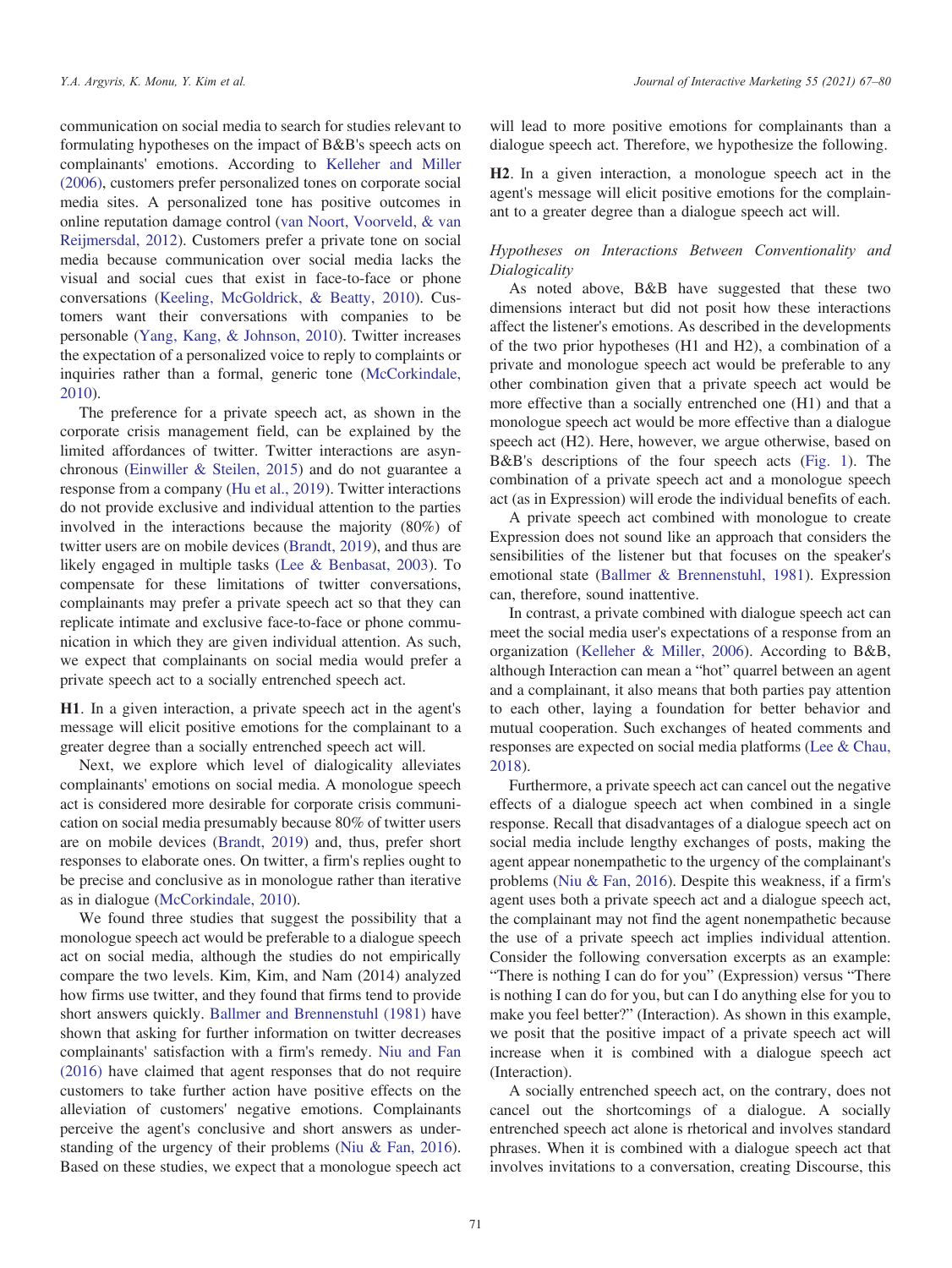communication on social media to search for studies relevant to formulating hypotheses on the impact of B&B's speech acts on complainants' emotions. According to Kelleher and Miller (2006), customers prefer personalized tones on corporate social media sites. A personalized tone has positive outcomes in online reputation damage control (van Noort, Voorveld, & van Reijmersdal, 2012). Customers prefer a private tone on social media because communication over social media lacks the visual and social cues that exist in face-to-face or phone conversations (Keeling, McGoldrick, & Beatty, 2010). Customers want their conversations with companies to be personable (Yang, Kang, & Johnson, 2010). Twitter increases the expectation of a personalized voice to reply to complaints or inquiries rather than a formal, generic tone (McCorkindale, 2010).

The preference for a private speech act, as shown in the corporate crisis management field, can be explained by the limited affordances of twitter. Twitter interactions are asynchronous (Einwiller & Steilen, 2015) and do not guarantee a response from a company (Hu et al., 2019). Twitter interactions do not provide exclusive and individual attention to the parties involved in the interactions because the majority (80%) of twitter users are on mobile devices (Brandt, 2019), and thus are likely engaged in multiple tasks (Lee & Benbasat, 2003). To compensate for these limitations of twitter conversations, complainants may prefer a private speech act so that they can replicate intimate and exclusive face-to-face or phone communication in which they are given individual attention. As such, we expect that complainants on social media would prefer a private speech act to a socially entrenched speech act.

**H1**. In a given interaction, a private speech act in the agent's message will elicit positive emotions for the complainant to a greater degree than a socially entrenched speech act will.

Next, we explore which level of dialogicality alleviates complainants' emotions on social media. A monologue speech act is considered more desirable for corporate crisis communication on social media presumably because 80% of twitter users are on mobile devices (Brandt, 2019) and, thus, prefer short responses to elaborate ones. On twitter, a firm's replies ought to be precise and conclusive as in monologue rather than iterative as in dialogue (McCorkindale, 2010).

We found three studies that suggest the possibility that a monologue speech act would be preferable to a dialogue speech act on social media, although the studies do not empirically compare the two levels. Kim, Kim, and Nam (2014) analyzed how firms use twitter, and they found that firms tend to provide short answers quickly. Ballmer and Brennenstuhl (1981) have shown that asking for further information on twitter decreases complainants' satisfaction with a firm's remedy. Niu and Fan (2016) have claimed that agent responses that do not require customers to take further action have positive effects on the alleviation of customers' negative emotions. Complainants perceive the agent's conclusive and short answers as understanding of the urgency of their problems (Niu & Fan, 2016). Based on these studies, we expect that a monologue speech act will lead to more positive emotions for complainants than a dialogue speech act. Therefore, we hypothesize the following.

**H2**. In a given interaction, a monologue speech act in the agent's message will elicit positive emotions for the complainant to a greater degree than a dialogue speech act will.

### *Hypotheses on Interactions Between Conventionality and Dialogicality*

As noted above, B&B have suggested that these two dimensions interact but did not posit how these interactions affect the listener's emotions. As described in the developments of the two prior hypotheses (H1 and H2), a combination of a private and monologue speech act would be preferable to any other combination given that a private speech act would be more effective than a socially entrenched one (H1) and that a monologue speech act would be more effective than a dialogue speech act (H2). Here, however, we argue otherwise, based on B&B's descriptions of the four speech acts (Fig. 1). The combination of a private speech act and a monologue speech act (as in Expression) will erode the individual benefits of each.

A private speech act combined with monologue to create Expression does not sound like an approach that considers the sensibilities of the listener but that focuses on the speaker's emotional state (Ballmer & Brennenstuhl, 1981). Expression can, therefore, sound inattentive.

In contrast, a private combined with dialogue speech act can meet the social media user's expectations of a response from an organization (Kelleher & Miller, 2006). According to B&B, although Interaction can mean a "hot" quarrel between an agent and a complainant, it also means that both parties pay attention to each other, laying a foundation for better behavior and mutual cooperation. Such exchanges of heated comments and responses are expected on social media platforms (Lee & Chau, 2018).

Furthermore, a private speech act can cancel out the negative effects of a dialogue speech act when combined in a single response. Recall that disadvantages of a dialogue speech act on social media include lengthy exchanges of posts, making the agent appear nonempathetic to the urgency of the complainant's problems (Niu & Fan, 2016). Despite this weakness, if a firm's agent uses both a private speech act and a dialogue speech act, the complainant may not find the agent nonempathetic because the use of a private speech act implies individual attention. Consider the following conversation excerpts as an example: "There is nothing I can do for you" (Expression) versus "There is nothing I can do for you, but can I do anything else for you to make you feel better?" (Interaction). As shown in this example, we posit that the positive impact of a private speech act will increase when it is combined with a dialogue speech act (Interaction).

A socially entrenched speech act, on the contrary, does not cancel out the shortcomings of a dialogue. A socially entrenched speech act alone is rhetorical and involves standard phrases. When it is combined with a dialogue speech act that involves invitations to a conversation, creating Discourse, this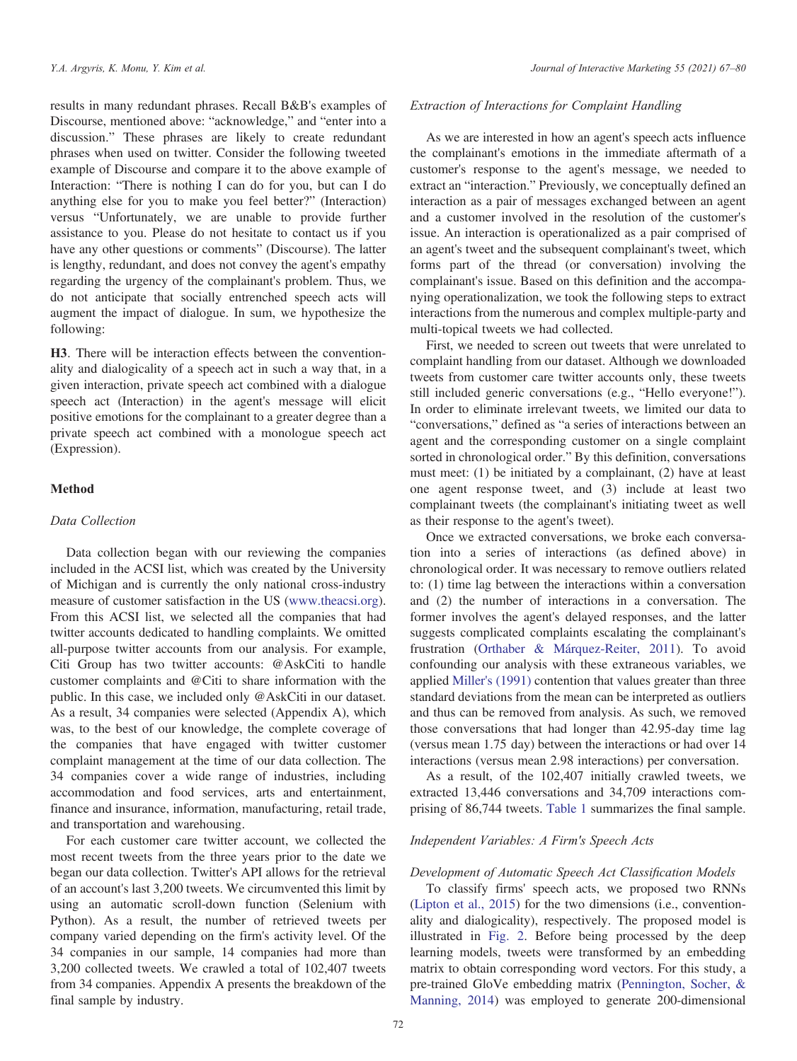results in many redundant phrases. Recall B&B's examples of Discourse, mentioned above: "acknowledge," and "enter into a discussion." These phrases are likely to create redundant phrases when used on twitter. Consider the following tweeted example of Discourse and compare it to the above example of Interaction: "There is nothing I can do for you, but can I do anything else for you to make you feel better?" (Interaction) versus "Unfortunately, we are unable to provide further assistance to you. Please do not hesitate to contact us if you have any other questions or comments" (Discourse). The latter is lengthy, redundant, and does not convey the agent's empathy regarding the urgency of the complainant's problem. Thus, we do not anticipate that socially entrenched speech acts will augment the impact of dialogue. In sum, we hypothesize the following:

**H3**. There will be interaction effects between the conventionality and dialogicality of a speech act in such a way that, in a given interaction, private speech act combined with a dialogue speech act (Interaction) in the agent's message will elicit positive emotions for the complainant to a greater degree than a private speech act combined with a monologue speech act (Expression).

## Method

### *Data Collection*

Data collection began with our reviewing the companies included in the ACSI list, which was created by the University of Michigan and is currently the only national cross-industry measure of customer satisfaction in the US (www.theacsi.org). From this ACSI list, we selected all the companies that had twitter accounts dedicated to handling complaints. We omitted all-purpose twitter accounts from our analysis. For example, Citi Group has two twitter accounts: @AskCiti to handle customer complaints and @Citi to share information with the public. In this case, we included only @AskCiti in our dataset. As a result, 34 companies were selected (Appendix A), which was, to the best of our knowledge, the complete coverage of the companies that have engaged with twitter customer complaint management at the time of our data collection. The 34 companies cover a wide range of industries, including accommodation and food services, arts and entertainment, finance and insurance, information, manufacturing, retail trade, and transportation and warehousing.

For each customer care twitter account, we collected the most recent tweets from the three years prior to the date we began our data collection. Twitter's API allows for the retrieval of an account's last 3,200 tweets. We circumvented this limit by using an automatic scroll-down function (Selenium with Python). As a result, the number of retrieved tweets per company varied depending on the firm's activity level. Of the 34 companies in our sample, 14 companies had more than 3,200 collected tweets. We crawled a total of 102,407 tweets from 34 companies. Appendix A presents the breakdown of the final sample by industry.

### *Extraction of Interactions for Complaint Handling*

As we are interested in how an agent's speech acts influence the complainant's emotions in the immediate aftermath of a customer's response to the agent's message, we needed to extract an "interaction." Previously, we conceptually defined an interaction as a pair of messages exchanged between an agent and a customer involved in the resolution of the customer's issue. An interaction is operationalized as a pair comprised of an agent's tweet and the subsequent complainant's tweet, which forms part of the thread (or conversation) involving the complainant's issue. Based on this definition and the accompanying operationalization, we took the following steps to extract interactions from the numerous and complex multiple-party and multi-topical tweets we had collected.

First, we needed to screen out tweets that were unrelated to complaint handling from our dataset. Although we downloaded tweets from customer care twitter accounts only, these tweets still included generic conversations (e.g., "Hello everyone!"). In order to eliminate irrelevant tweets, we limited our data to "conversations," defined as "a series of interactions between an agent and the corresponding customer on a single complaint sorted in chronological order." By this definition, conversations must meet: (1) be initiated by a complainant, (2) have at least one agent response tweet, and (3) include at least two complainant tweets (the complainant's initiating tweet as well as their response to the agent's tweet).

Once we extracted conversations, we broke each conversation into a series of interactions (as defined above) in chronological order. It was necessary to remove outliers related to: (1) time lag between the interactions within a conversation and (2) the number of interactions in a conversation. The former involves the agent's delayed responses, and the latter suggests complicated complaints escalating the complainant's frustration (Orthaber & Márquez-Reiter, 2011). To avoid confounding our analysis with these extraneous variables, we applied Miller's (1991) contention that values greater than three standard deviations from the mean can be interpreted as outliers and thus can be removed from analysis. As such, we removed those conversations that had longer than 42.95-day time lag (versus mean 1.75 day) between the interactions or had over 14 interactions (versus mean 2.98 interactions) per conversation.

As a result, of the 102,407 initially crawled tweets, we extracted 13,446 conversations and 34,709 interactions comprising of 86,744 tweets. Table 1 summarizes the final sample.

### *Independent Variables: A Firm's Speech Acts*

#### *Development of Automatic Speech Act Classification Models*

To classify firms' speech acts, we proposed two RNNs (Lipton et al., 2015) for the two dimensions (i.e., conventionality and dialogicality), respectively. The proposed model is illustrated in Fig. 2. Before being processed by the deep learning models, tweets were transformed by an embedding matrix to obtain corresponding word vectors. For this study, a pre-trained GloVe embedding matrix (Pennington, Socher, & Manning, 2014) was employed to generate 200-dimensional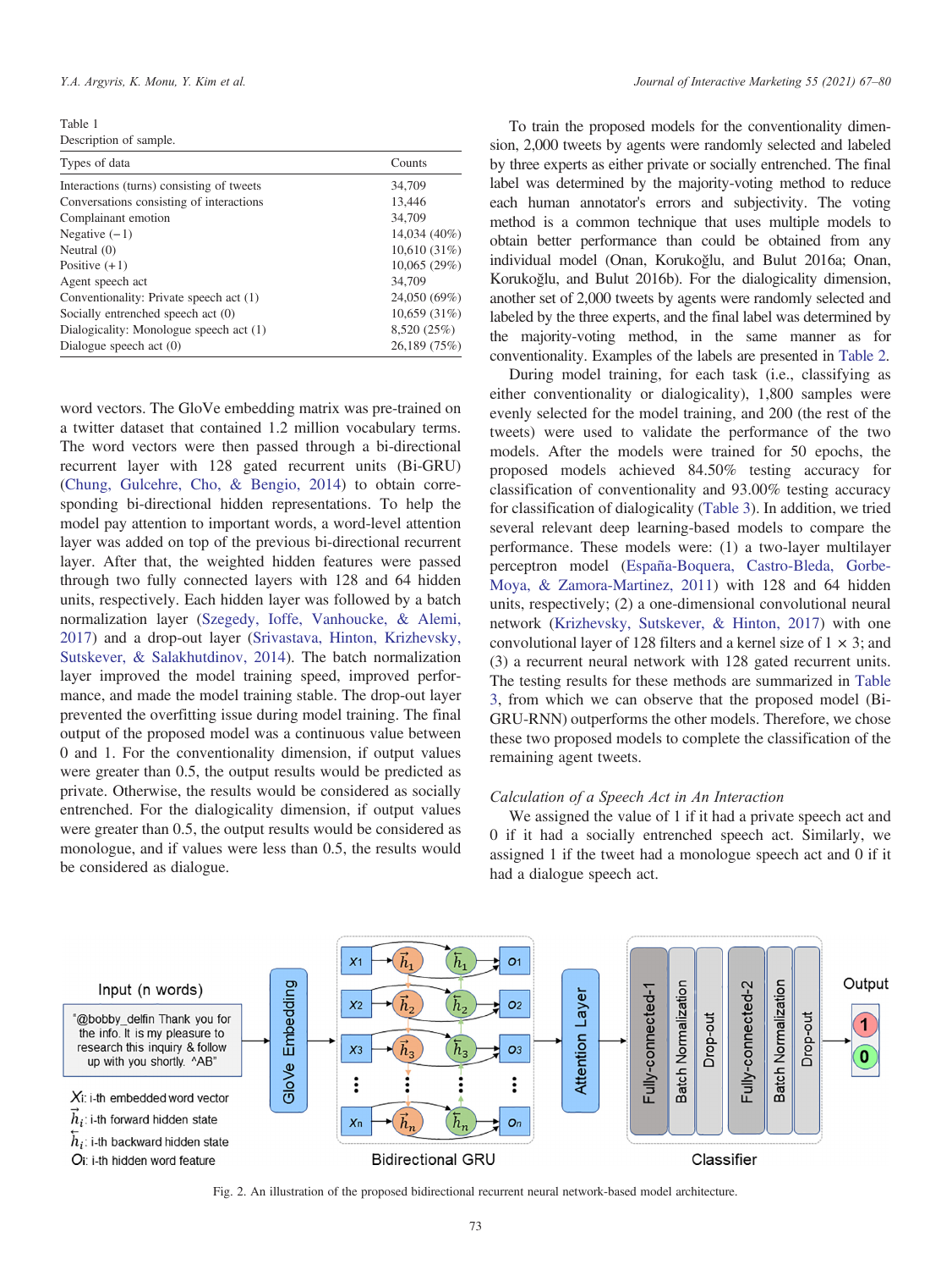Table 1
Description of sample.

| Types of data | Counts |
|---|---|
| Interactions (turns) consisting of tweets | 34,709 |
| Conversations consisting of interactions | 13,446 |
| Complainant emotion | 34,709 |
| Negative (−1) | 14,034 (40%) |
| Neutral (0) | 10,610 (31%) |
| Positive (+1) | 10,065 (29%) |
| Agent speech act | 34,709 |
| Conventionality: Private speech act (1) | 24,050 (69%) |
| Socially entrenched speech act (0) | 10,659 (31%) |
| Dialogicality: Monologue speech act (1) | 8,520 (25%) |
| Dialogue speech act (0) | 26,189 (75%) |

word vectors. The GloVe embedding matrix was pre-trained on a twitter dataset that contained 1.2 million vocabulary terms. The word vectors were then passed through a bi-directional recurrent layer with 128 gated recurrent units (Bi-GRU) (Chung, Gulcehre, Cho, & Bengio, 2014) to obtain corresponding bi-directional hidden representations. To help the model pay attention to important words, a word-level attention layer was added on top of the previous bi-directional recurrent layer. After that, the weighted hidden features were passed through two fully connected layers with 128 and 64 hidden units, respectively. Each hidden layer was followed by a batch normalization layer (Szegedy, Ioffe, Vanhoucke, & Alemi, 2017) and a drop-out layer (Srivastava, Hinton, Krizhevsky, Sutskever, & Salakhutdinov, 2014). The batch normalization layer improved the model training speed, improved performance, and made the model training stable. The drop-out layer prevented the overfitting issue during model training. The final output of the proposed model was a continuous value between 0 and 1. For the conventionality dimension, if output values were greater than 0.5, the output results would be predicted as private. Otherwise, the results would be considered as socially entrenched. For the dialogicality dimension, if output values were greater than 0.5, the output results would be considered as monologue, and if values were less than 0.5, the results would be considered as dialogue.

To train the proposed models for the conventionality dimension, 2,000 tweets by agents were randomly selected and labeled by three experts as either private or socially entrenched. The final label was determined by the majority-voting method to reduce each human annotator's errors and subjectivity. The voting method is a common technique that uses multiple models to obtain better performance than could be obtained from any individual model (Onan, Korukoğlu, and Bulut 2016a; Onan, Korukoğlu, and Bulut 2016b). For the dialogicality dimension, another set of 2,000 tweets by agents were randomly selected and labeled by the three experts, and the final label was determined by the majority-voting method, in the same manner as for conventionality. Examples of the labels are presented in Table 2.

During model training, for each task (i.e., classifying as either conventionality or dialogicality), 1,800 samples were evenly selected for the model training, and 200 (the rest of the tweets) were used to validate the performance of the two models. After the models were trained for 50 epochs, the proposed models achieved 84.50% testing accuracy for classification of conventionality and 93.00% testing accuracy for classification of dialogicality (Table 3). In addition, we tried several relevant deep learning-based models to compare the performance. These models were: (1) a two-layer multilayer perceptron model (España-Boquera, Castro-Bleda, Gorbe-Moya, & Zamora-Martinez, 2011) with 128 and 64 hidden units, respectively; (2) a one-dimensional convolutional neural network (Krizhevsky, Sutskever, & Hinton, 2017) with one convolutional layer of 128 filters and a kernel size of $1 \times 3$; and (3) a recurrent neural network with 128 gated recurrent units. The testing results for these methods are summarized in Table 3, from which we can observe that the proposed model (Bi-GRU-RNN) outperforms the other models. Therefore, we chose these two proposed models to complete the classification of the remaining agent tweets.

### *Calculation of a Speech Act in An Interaction*

We assigned the value of 1 if it had a private speech act and 0 if it had a socially entrenched speech act. Similarly, we assigned 1 if the tweet had a monologue speech act and 0 if it had a dialogue speech act.

Fig. 2. An illustration of the proposed bidirectional recurrent neural network-based model architecture.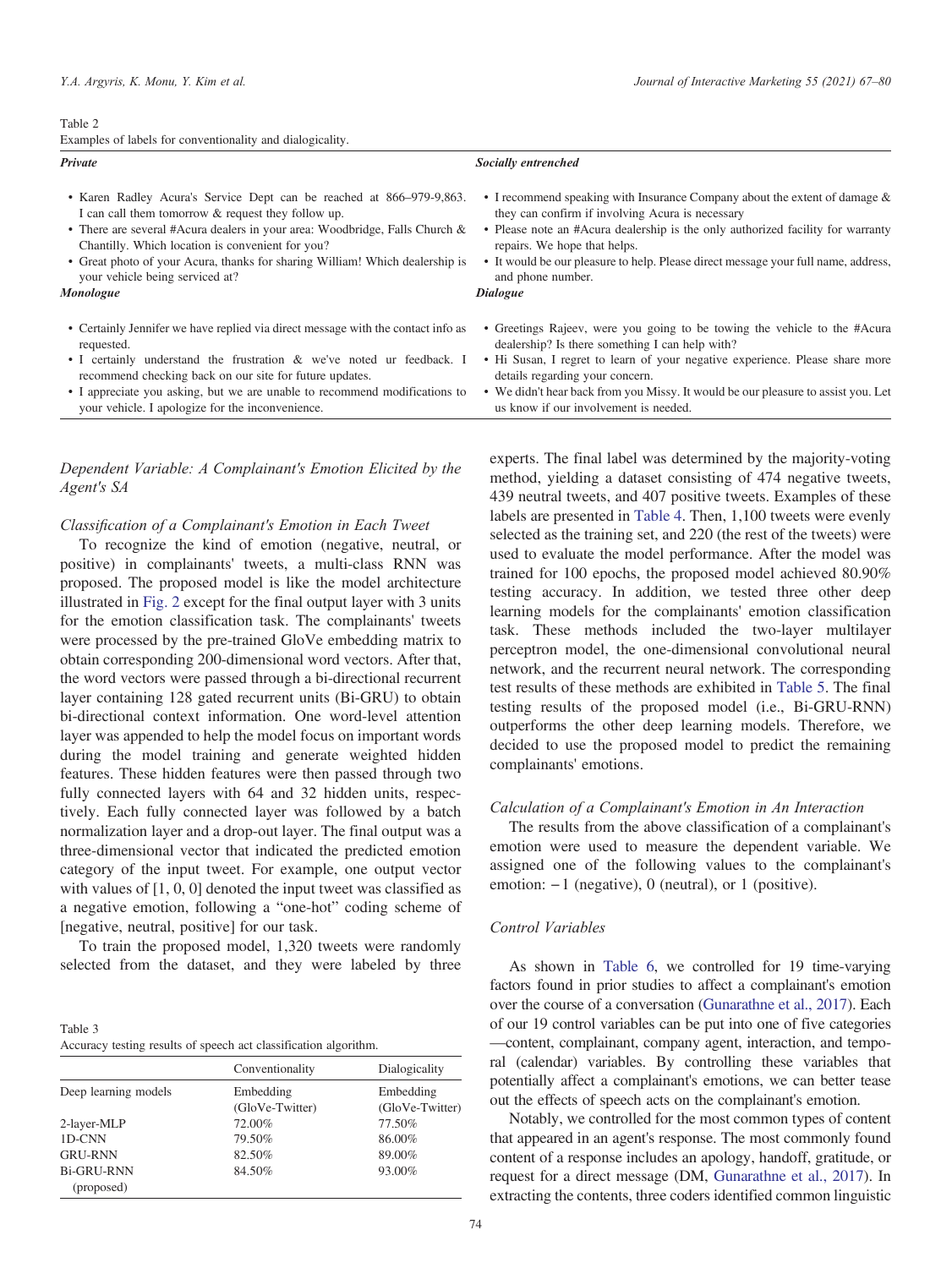Table 2
Examples of labels for conventionality and dialogicality.

| ***Private*** | ***Socially entrenched*** |
|---|---|
| • Karen Radley Acura's Service Dept can be reached at 866–979-9,863. I can call them tomorrow & request they follow up.<br>• There are several #Acura dealers in your area: Woodbridge, Falls Church & Chantilly. Which location is convenient for you?<br>• Great photo of your Acura, thanks for sharing William! Which dealership is your vehicle being serviced at? | • I recommend speaking with Insurance Company about the extent of damage & they can confirm if involving Acura is necessary<br>• Please note an #Acura dealership is the only authorized facility for warranty repairs. We hope that helps.<br>• It would be our pleasure to help. Please direct message your full name, address, and phone number. |
| ***Monologue*** | ***Dialogue*** |
| • Certainly Jennifer we have replied via direct message with the contact info as requested.<br>• I certainly understand the frustration & we've noted ur feedback. I recommend checking back on our site for future updates.<br>• I appreciate you asking, but we are unable to recommend modifications to your vehicle. I apologize for the inconvenience. | • Greetings Rajeev, were you going to be towing the vehicle to the #Acura dealership? Is there something I can help with?<br>• Hi Susan, I regret to learn of your negative experience. Please share more details regarding your concern.<br>• We didn't hear back from you Missy. It would be our pleasure to assist you. Let us know if our involvement is needed. |

## *Dependent Variable: A Complainant's Emotion Elicited by the Agent's SA*

### *Classification of a Complainant's Emotion in Each Tweet*

To recognize the kind of emotion (negative, neutral, or positive) in complainants' tweets, a multi-class RNN was proposed. The proposed model is like the model architecture illustrated in Fig. 2 except for the final output layer with 3 units for the emotion classification task. The complainants' tweets were processed by the pre-trained GloVe embedding matrix to obtain corresponding 200-dimensional word vectors. After that, the word vectors were passed through a bi-directional recurrent layer containing 128 gated recurrent units (Bi-GRU) to obtain bi-directional context information. One word-level attention layer was appended to help the model focus on important words during the model training and generate weighted hidden features. These hidden features were then passed through two fully connected layers with 64 and 32 hidden units, respectively. Each fully connected layer was followed by a batch normalization layer and a drop-out layer. The final output was a three-dimensional vector that indicated the predicted emotion category of the input tweet. For example, one output vector with values of [1, 0, 0] denoted the input tweet was classified as a negative emotion, following a "one-hot" coding scheme of [negative, neutral, positive] for our task.

To train the proposed model, 1,320 tweets were randomly selected from the dataset, and they were labeled by three experts. The final label was determined by the majority-voting method, yielding a dataset consisting of 474 negative tweets, 439 neutral tweets, and 407 positive tweets. Examples of these labels are presented in Table 4. Then, 1,100 tweets were evenly selected as the training set, and 220 (the rest of the tweets) were used to evaluate the model performance. After the model was trained for 100 epochs, the proposed model achieved 80.90% testing accuracy. In addition, we tested three other deep learning models for the complainants' emotion classification task. These methods included the two-layer multilayer perceptron model, the one-dimensional convolutional neural network, and the recurrent neural network. The corresponding test results of these methods are exhibited in Table 5. The final testing results of the proposed model (i.e., Bi-GRU-RNN) outperforms the other deep learning models. Therefore, we decided to use the proposed model to predict the remaining complainants' emotions.

Table 3
Accuracy testing results of speech act classification algorithm.

| | Conventionality | Dialogicality |
|---|---|---|
| Deep learning models | Embedding (GloVe-Twitter) | Embedding (GloVe-Twitter) |
| 2-layer-MLP | 72.00% | 77.50% |
| 1D-CNN | 79.50% | 86.00% |
| GRU-RNN | 82.50% | 89.00% |
| Bi-GRU-RNN (proposed) | 84.50% | 93.00% |

### *Calculation of a Complainant's Emotion in An Interaction*

The results from the above classification of a complainant's emotion were used to measure the dependent variable. We assigned one of the following values to the complainant's emotion: −1 (negative), 0 (neutral), or 1 (positive).

## *Control Variables*

As shown in Table 6, we controlled for 19 time-varying factors found in prior studies to affect a complainant's emotion over the course of a conversation (Gunarathne et al., 2017). Each of our 19 control variables can be put into one of five categories—content, complainant, company agent, interaction, and temporal (calendar) variables. By controlling these variables that potentially affect a complainant's emotions, we can better tease out the effects of speech acts on the complainant's emotion.

Notably, we controlled for the most common types of content that appeared in an agent's response. The most commonly found content of a response includes an apology, handoff, gratitude, or request for a direct message (DM, Gunarathne et al., 2017). In extracting the contents, three coders identified common linguistic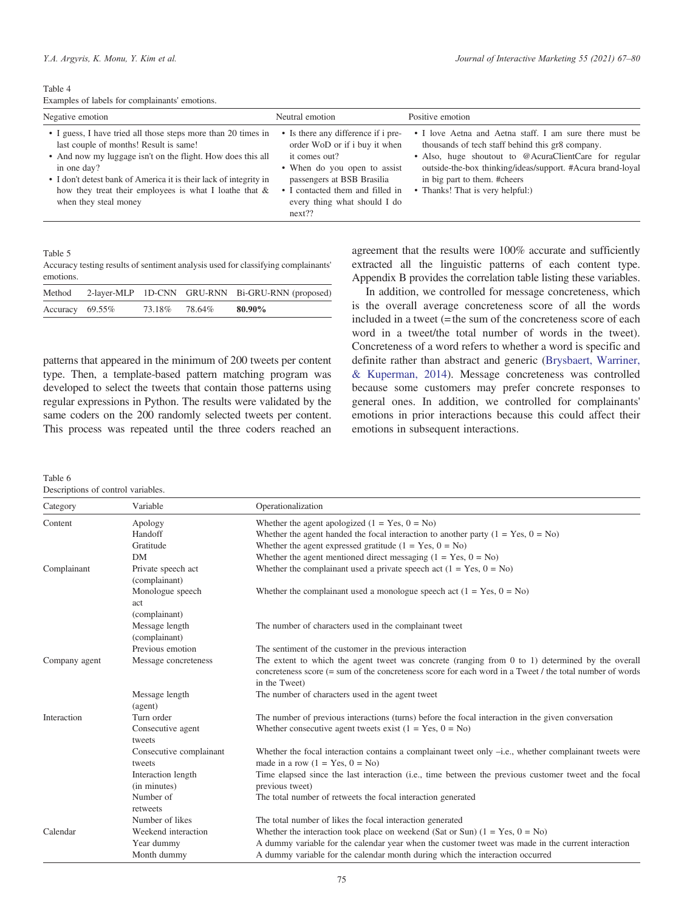Table 4
Examples of labels for complainants' emotions.

| Negative emotion | Neutral emotion | Positive emotion |
|---|---|---|
| • I guess, I have tried all those steps more than 20 times in last couple of months! Result is same!<br>• And now my luggage isn't on the flight. How does this all in one day?<br>• I don't detest bank of America it is their lack of integrity in how they treat their employees is what I loathe that & when they steal money | • Is there any difference if i pre-order WoD or if i buy it when it comes out?<br>• When do you open to assist passengers at BSB Brasilia<br>• I contacted them and filled in every thing what should I do next?? | • I love Aetna and Aetna staff. I am sure there must be thousands of tech staff behind this gr8 company.<br>• Also, huge shoutout to @AcuraClientCare for regular outside-the-box thinking/ideas/support. #Acura brand-loyal in big part to them. #cheers<br>• Thanks! That is very helpful:) |

Table 5
Accuracy testing results of sentiment analysis used for classifying complainants' emotions.

| Method | 2-layer-MLP | 1D-CNN | GRU-RNN | Bi-GRU-RNN (proposed) |
|---|---|---|---|---|
| Accuracy | 69.55% | 73.18% | 78.64% | **80.90%** |

patterns that appeared in the minimum of 200 tweets per content type. Then, a template-based pattern matching program was developed to select the tweets that contain those patterns using regular expressions in Python. The results were validated by the same coders on the 200 randomly selected tweets per content. This process was repeated until the three coders reached an agreement that the results were 100% accurate and sufficiently extracted all the linguistic patterns of each content type. Appendix B provides the correlation table listing these variables.

In addition, we controlled for message concreteness, which is the overall average concreteness score of all the words included in a tweet (= the sum of the concreteness score of each word in a tweet/the total number of words in the tweet). Concreteness of a word refers to whether a word is specific and definite rather than abstract and generic (Brysbaert, Warriner, & Kuperman, 2014). Message concreteness was controlled because some customers may prefer concrete responses to general ones. In addition, we controlled for complainants' emotions in prior interactions because this could affect their emotions in subsequent interactions.

Table 6
Descriptions of control variables.

| Category | Variable | Operationalization |
|---|---|---|
| Content | Apology | Whether the agent apologized (1 = Yes, 0 = No) |
| | Handoff | Whether the agent handed the focal interaction to another party (1 = Yes, 0 = No) |
| | Gratitude | Whether the agent expressed gratitude (1 = Yes, 0 = No) |
| | DM | Whether the agent mentioned direct messaging (1 = Yes, 0 = No) |
| Complainant | Private speech act (complainant) | Whether the complainant used a private speech act (1 = Yes, 0 = No) |
| | Monologue speech act (complainant) | Whether the complainant used a monologue speech act (1 = Yes, 0 = No) |
| | Message length (complainant) | The number of characters used in the complainant tweet |
| | Previous emotion | The sentiment of the customer in the previous interaction |
| Company agent | Message concreteness | The extent to which the agent tweet was concrete (ranging from 0 to 1) determined by the overall concreteness score (= sum of the concreteness score for each word in a Tweet / the total number of words in the Tweet) |
| | Message length (agent) | The number of characters used in the agent tweet |
| Interaction | Turn order | The number of previous interactions (turns) before the focal interaction in the given conversation |
| | Consecutive agent tweets | Whether consecutive agent tweets exist (1 = Yes, 0 = No) |
| | Consecutive complainant tweets | Whether the focal interaction contains a complainant tweet only –i.e., whether complainant tweets were made in a row (1 = Yes, 0 = No) |
| | Interaction length (in minutes) | Time elapsed since the last interaction (i.e., time between the previous customer tweet and the focal previous tweet) |
| | Number of retweets | The total number of retweets the focal interaction generated |
| | Number of likes | The total number of likes the focal interaction generated |
| Calendar | Weekend interaction | Whether the interaction took place on weekend (Sat or Sun) (1 = Yes, 0 = No) |
| | Year dummy | A dummy variable for the calendar year when the customer tweet was made in the current interaction |
| | Month dummy | A dummy variable for the calendar month during which the interaction occurred |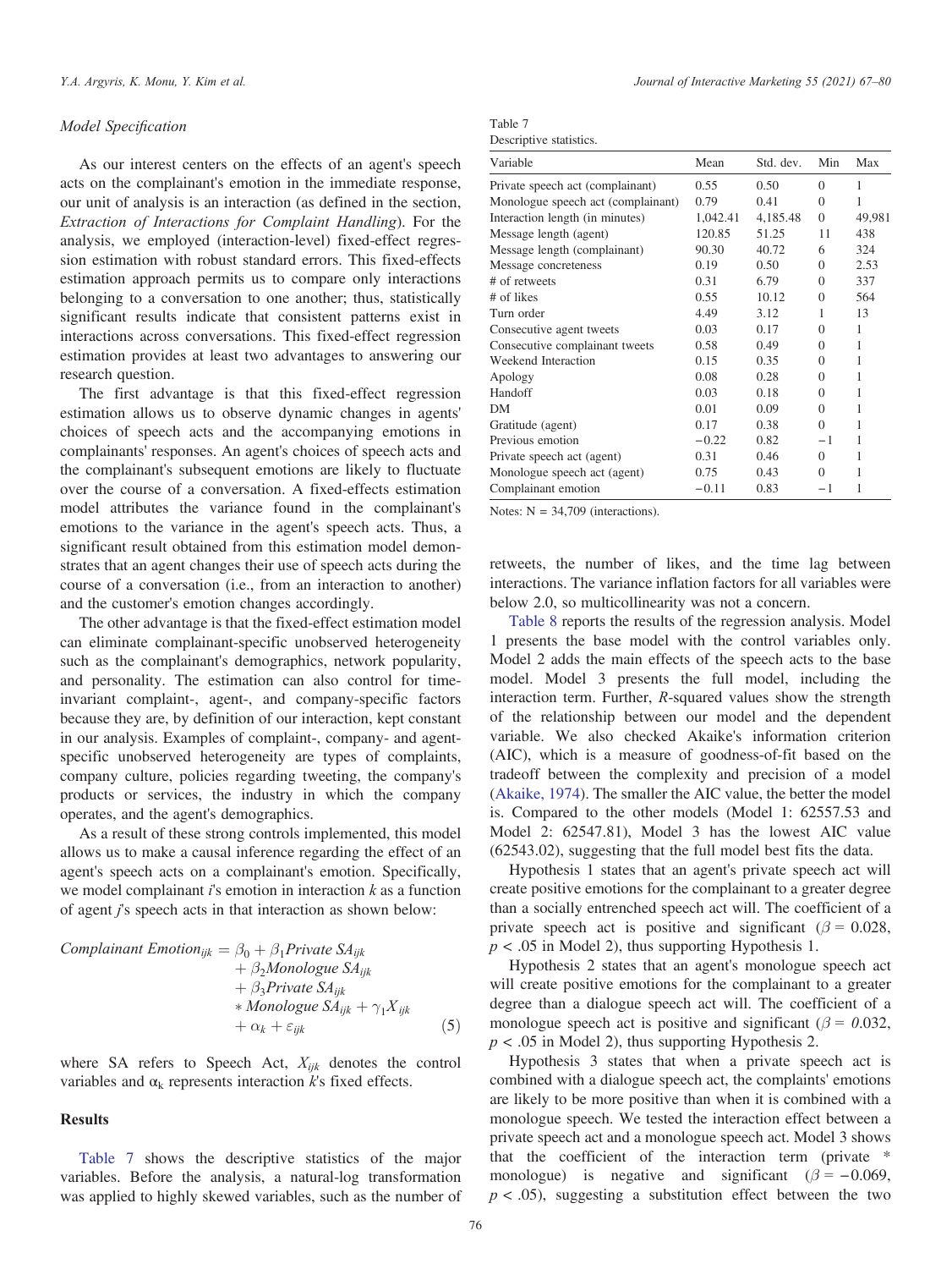### *Model Specification*

As our interest centers on the effects of an agent's speech acts on the complainant's emotion in the immediate response, our unit of analysis is an interaction (as defined in the section, *Extraction of Interactions for Complaint Handling*). For the analysis, we employed (interaction-level) fixed-effect regression estimation with robust standard errors. This fixed-effects estimation approach permits us to compare only interactions belonging to a conversation to one another; thus, statistically significant results indicate that consistent patterns exist in interactions across conversations. This fixed-effect regression estimation provides at least two advantages to answering our research question.

The first advantage is that this fixed-effect regression estimation allows us to observe dynamic changes in agents' choices of speech acts and the accompanying emotions in complainants' responses. An agent's choices of speech acts and the complainant's subsequent emotions are likely to fluctuate over the course of a conversation. A fixed-effects estimation model attributes the variance found in the complainant's emotions to the variance in the agent's speech acts. Thus, a significant result obtained from this estimation model demonstrates that an agent changes their use of speech acts during the course of a conversation (i.e., from an interaction to another) and the customer's emotion changes accordingly.

The other advantage is that the fixed-effect estimation model can eliminate complainant-specific unobserved heterogeneity such as the complainant's demographics, network popularity, and personality. The estimation can also control for time-invariant complaint-, agent-, and company-specific factors because they are, by definition of our interaction, kept constant in our analysis. Examples of complaint-, company- and agent-specific unobserved heterogeneity are types of complaints, company culture, policies regarding tweeting, the company's products or services, the industry in which the company operates, and the agent's demographics.

As a result of these strong controls implemented, this model allows us to make a causal inference regarding the effect of an agent's speech acts on a complainant's emotion. Specifically, we model complainant $i$'s emotion in interaction $k$ as a function of agent $j$'s speech acts in that interaction as shown below:

$$
\begin{aligned}
Complainant\ Emotion_{ijk} = {} & \beta_0 + \beta_1 Private\ SA_{ijk} \\
& + \beta_2 Monologue\ SA_{ijk} \\
& + \beta_3 Private\ SA_{ijk} \\
& * Monologue\ SA_{ijk} + \gamma_1 X_{ijk} \\
& + \alpha_k + \varepsilon_{ijk}
\end{aligned}
\tag{5}
$$

where SA refers to Speech Act, $X_{ijk}$ denotes the control variables and $\alpha_k$ represents interaction $k$'s fixed effects.

## Results

Table 7 shows the descriptive statistics of the major variables. Before the analysis, a natural-log transformation was applied to highly skewed variables, such as the number of retweets, the number of likes, and the time lag between interactions. The variance inflation factors for all variables were below 2.0, so multicollinearity was not a concern.

Table 7
Descriptive statistics.

| Variable | Mean | Std. dev. | Min | Max |
|---|---|---|---|---|
| Private speech act (complainant) | 0.55 | 0.50 | 0 | 1 |
| Monologue speech act (complainant) | 0.79 | 0.41 | 0 | 1 |
| Interaction length (in minutes) | 1,042.41 | 4,185.48 | 0 | 49,981 |
| Message length (agent) | 120.85 | 51.25 | 11 | 438 |
| Message length (complainant) | 90.30 | 40.72 | 6 | 324 |
| Message concreteness | 0.19 | 0.50 | 0 | 2.53 |
| # of retweets | 0.31 | 6.79 | 0 | 337 |
| # of likes | 0.55 | 10.12 | 0 | 564 |
| Turn order | 4.49 | 3.12 | 1 | 13 |
| Consecutive agent tweets | 0.03 | 0.17 | 0 | 1 |
| Consecutive complainant tweets | 0.58 | 0.49 | 0 | 1 |
| Weekend Interaction | 0.15 | 0.35 | 0 | 1 |
| Apology | 0.08 | 0.28 | 0 | 1 |
| Handoff | 0.03 | 0.18 | 0 | 1 |
| DM | 0.01 | 0.09 | 0 | 1 |
| Gratitude (agent) | 0.17 | 0.38 | 0 | 1 |
| Previous emotion | −0.22 | 0.82 | −1 | 1 |
| Private speech act (agent) | 0.31 | 0.46 | 0 | 1 |
| Monologue speech act (agent) | 0.75 | 0.43 | 0 | 1 |
| Complainant emotion | −0.11 | 0.83 | −1 | 1 |

Notes: N = 34,709 (interactions).

Table 8 reports the results of the regression analysis. Model 1 presents the base model with the control variables only. Model 2 adds the main effects of the speech acts to the base model. Model 3 presents the full model, including the interaction term. Further, $R$-squared values show the strength of the relationship between our model and the dependent variable. We also checked Akaike's information criterion (AIC), which is a measure of goodness-of-fit based on the tradeoff between the complexity and precision of a model (Akaike, 1974). The smaller the AIC value, the better the model is. Compared to the other models (Model 1: 62557.53 and Model 2: 62547.81), Model 3 has the lowest AIC value (62543.02), suggesting that the full model best fits the data.

Hypothesis 1 states that an agent's private speech act will create positive emotions for the complainant to a greater degree than a socially entrenched speech act will. The coefficient of a private speech act is positive and significant ($\beta = 0.028$, $p < .05$ in Model 2), thus supporting Hypothesis 1.

Hypothesis 2 states that an agent's monologue speech act will create positive emotions for the complainant to a greater degree than a dialogue speech act will. The coefficient of a monologue speech act is positive and significant ($\beta = 0.032$, $p < .05$ in Model 2), thus supporting Hypothesis 2.

Hypothesis 3 states that when a private speech act is combined with a dialogue speech act, the complaints' emotions are likely to be more positive than when it is combined with a monologue speech. We tested the interaction effect between a private speech act and a monologue speech act. Model 3 shows that the coefficient of the interaction term (private * monologue) is negative and significant ($\beta = -0.069$, $p < .05$), suggesting a substitution effect between the two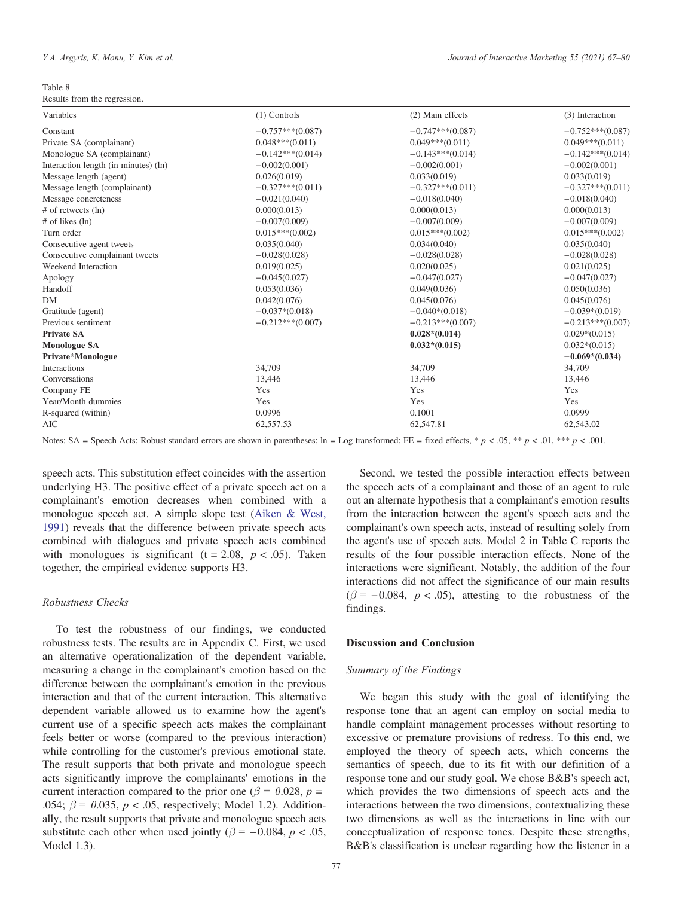Table 8
Results from the regression.

| Variables | (1) Controls | (2) Main effects | (3) Interaction |
|---|---|---|---|
| Constant | −0.757***(0.087) | −0.747***(0.087) | −0.752***(0.087) |
| Private SA (complainant) | 0.048***(0.011) | 0.049***(0.011) | 0.049***(0.011) |
| Monologue SA (complainant) | −0.142***(0.014) | −0.143***(0.014) | −0.142***(0.014) |
| Interaction length (in minutes) (ln) | −0.002(0.001) | −0.002(0.001) | −0.002(0.001) |
| Message length (agent) | 0.026(0.019) | 0.033(0.019) | 0.033(0.019) |
| Message length (complainant) | −0.327***(0.011) | −0.327***(0.011) | −0.327***(0.011) |
| Message concreteness | −0.021(0.040) | −0.018(0.040) | −0.018(0.040) |
| # of retweets (ln) | 0.000(0.013) | 0.000(0.013) | 0.000(0.013) |
| # of likes (ln) | −0.007(0.009) | −0.007(0.009) | −0.007(0.009) |
| Turn order | 0.015***(0.002) | 0.015***(0.002) | 0.015***(0.002) |
| Consecutive agent tweets | 0.035(0.040) | 0.034(0.040) | 0.035(0.040) |
| Consecutive complainant tweets | −0.028(0.028) | −0.028(0.028) | −0.028(0.028) |
| Weekend Interaction | 0.019(0.025) | 0.020(0.025) | 0.021(0.025) |
| Apology | −0.045(0.027) | −0.047(0.027) | −0.047(0.027) |
| Handoff | 0.053(0.036) | 0.049(0.036) | 0.050(0.036) |
| DM | 0.042(0.076) | 0.045(0.076) | 0.045(0.076) |
| Gratitude (agent) | −0.037*(0.018) | −0.040*(0.018) | −0.039*(0.019) |
| Previous sentiment | −0.212***(0.007) | −0.213***(0.007) | −0.213***(0.007) |
| **Private SA** | | **0.028*(0.014)** | 0.029*(0.015) |
| **Monologue SA** | | **0.032*(0.015)** | 0.032*(0.015) |
| **Private*Monologue** | | | **−0.069*(0.034)** |
| Interactions | 34,709 | 34,709 | 34,709 |
| Conversations | 13,446 | 13,446 | 13,446 |
| Company FE | Yes | Yes | Yes |
| Year/Month dummies | Yes | Yes | Yes |
| R-squared (within) | 0.0996 | 0.1001 | 0.0999 |
| AIC | 62,557.53 | 62,547.81 | 62,543.02 |

Notes: SA = Speech Acts; Robust standard errors are shown in parentheses; ln = Log transformed; FE = fixed effects, * $p < .05$, ** $p < .01$, *** $p < .001$.

speech acts. This substitution effect coincides with the assertion underlying H3. The positive effect of a private speech act on a complainant's emotion decreases when combined with a monologue speech act. A simple slope test (Aiken & West, 1991) reveals that the difference between private speech acts combined with dialogues and private speech acts combined with monologues is significant ($t = 2.08$, $p < .05$). Taken together, the empirical evidence supports H3.

### *Robustness Checks*

To test the robustness of our findings, we conducted robustness tests. The results are in Appendix C. First, we used an alternative operationalization of the dependent variable, measuring a change in the complainant's emotion based on the difference between the complainant's emotion in the previous interaction and that of the current interaction. This alternative dependent variable allowed us to examine how the agent's current use of a specific speech acts makes the complainant feels better or worse (compared to the previous interaction) while controlling for the customer's previous emotional state. The result supports that both private and monologue speech acts significantly improve the complainants' emotions in the current interaction compared to the prior one ($\beta = 0.028$, $p = .054$; $\beta = 0.035$, $p < .05$, respectively; Model 1.2). Additionally, the result supports that private and monologue speech acts substitute each other when used jointly ($\beta = -0.084$, $p < .05$, Model 1.3).

Second, we tested the possible interaction effects between the speech acts of a complainant and those of an agent to rule out an alternate hypothesis that a complainant's emotion results from the interaction between the agent's speech acts and the complainant's own speech acts, instead of resulting solely from the agent's use of speech acts. Model 2 in Table C reports the results of the four possible interaction effects. None of the interactions were significant. Notably, the addition of the four interactions did not affect the significance of our main results ($\beta = -0.084$, $p < .05$), attesting to the robustness of the findings.

## Discussion and Conclusion

### *Summary of the Findings*

We began this study with the goal of identifying the response tone that an agent can employ on social media to handle complaint management processes without resorting to excessive or premature provisions of redress. To this end, we employed the theory of speech acts, which concerns the semantics of speech, due to its fit with our definition of a response tone and our study goal. We chose B&B's speech act, which provides the two dimensions of speech acts and the interactions between the two dimensions, contextualizing these two dimensions as well as the interactions in line with our conceptualization of response tones. Despite these strengths, B&B's classification is unclear regarding how the listener in a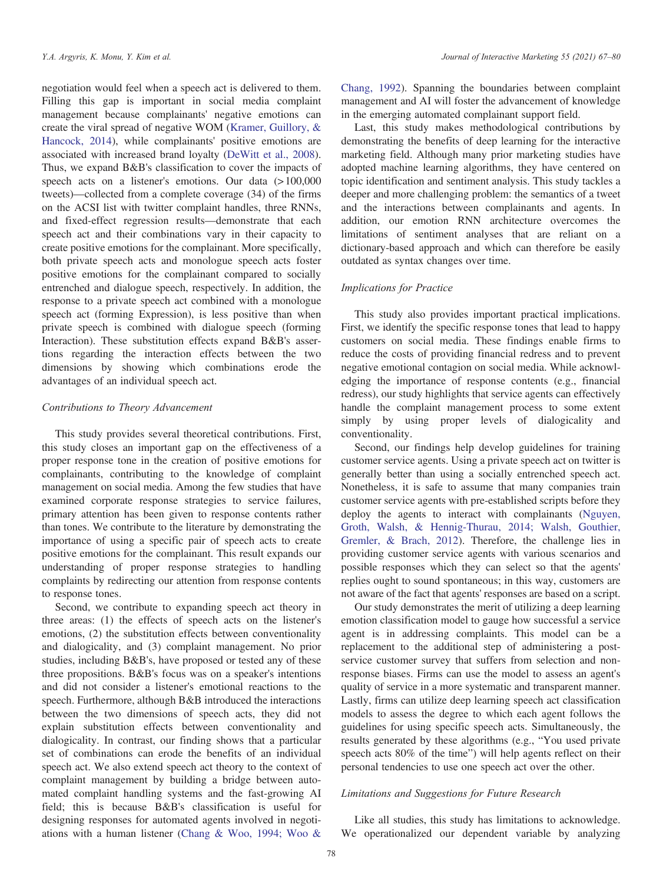negotiation would feel when a speech act is delivered to them. Filling this gap is important in social media complaint management because complainants' negative emotions can create the viral spread of negative WOM (Kramer, Guillory, & Hancock, 2014), while complainants' positive emotions are associated with increased brand loyalty (DeWitt et al., 2008). Thus, we expand B&B's classification to cover the impacts of speech acts on a listener's emotions. Our data (>100,000 tweets)—collected from a complete coverage (34) of the firms on the ACSI list with twitter complaint handles, three RNNs, and fixed-effect regression results—demonstrate that each speech act and their combinations vary in their capacity to create positive emotions for the complainant. More specifically, both private speech acts and monologue speech acts foster positive emotions for the complainant compared to socially entrenched and dialogue speech, respectively. In addition, the response to a private speech act combined with a monologue speech act (forming Expression), is less positive than when private speech is combined with dialogue speech (forming Interaction). These substitution effects expand B&B's assertions regarding the interaction effects between the two dimensions by showing which combinations erode the advantages of an individual speech act.

### *Contributions to Theory Advancement*

This study provides several theoretical contributions. First, this study closes an important gap on the effectiveness of a proper response tone in the creation of positive emotions for complainants, contributing to the knowledge of complaint management on social media. Among the few studies that have examined corporate response strategies to service failures, primary attention has been given to response contents rather than tones. We contribute to the literature by demonstrating the importance of using a specific pair of speech acts to create positive emotions for the complainant. This result expands our understanding of proper response strategies to handling complaints by redirecting our attention from response contents to response tones.

Second, we contribute to expanding speech act theory in three areas: (1) the effects of speech acts on the listener's emotions, (2) the substitution effects between conventionality and dialogicality, and (3) complaint management. No prior studies, including B&B's, have proposed or tested any of these three propositions. B&B's focus was on a speaker's intentions and did not consider a listener's emotional reactions to the speech. Furthermore, although B&B introduced the interactions between the two dimensions of speech acts, they did not explain substitution effects between conventionality and dialogicality. In contrast, our finding shows that a particular set of combinations can erode the benefits of an individual speech act. We also extend speech act theory to the context of complaint management by building a bridge between automated complaint handling systems and the fast-growing AI field; this is because B&B's classification is useful for designing responses for automated agents involved in negotiations with a human listener (Chang & Woo, 1994; Woo & Chang, 1992). Spanning the boundaries between complaint management and AI will foster the advancement of knowledge in the emerging automated complainant support field.

Last, this study makes methodological contributions by demonstrating the benefits of deep learning for the interactive marketing field. Although many prior marketing studies have adopted machine learning algorithms, they have centered on topic identification and sentiment analysis. This study tackles a deeper and more challenging problem: the semantics of a tweet and the interactions between complainants and agents. In addition, our emotion RNN architecture overcomes the limitations of sentiment analyses that are reliant on a dictionary-based approach and which can therefore be easily outdated as syntax changes over time.

### *Implications for Practice*

This study also provides important practical implications. First, we identify the specific response tones that lead to happy customers on social media. These findings enable firms to reduce the costs of providing financial redress and to prevent negative emotional contagion on social media. While acknowledging the importance of response contents (e.g., financial redress), our study highlights that service agents can effectively handle the complaint management process to some extent simply by using proper levels of dialogicality and conventionality.

Second, our findings help develop guidelines for training customer service agents. Using a private speech act on twitter is generally better than using a socially entrenched speech act. Nonetheless, it is safe to assume that many companies train customer service agents with pre-established scripts before they deploy the agents to interact with complainants (Nguyen, Groth, Walsh, & Hennig-Thurau, 2014; Walsh, Gouthier, Gremler, & Brach, 2012). Therefore, the challenge lies in providing customer service agents with various scenarios and possible responses which they can select so that the agents' replies ought to sound spontaneous; in this way, customers are not aware of the fact that agents' responses are based on a script.

Our study demonstrates the merit of utilizing a deep learning emotion classification model to gauge how successful a service agent is in addressing complaints. This model can be a replacement to the additional step of administering a post-service customer survey that suffers from selection and non-response biases. Firms can use the model to assess an agent's quality of service in a more systematic and transparent manner. Lastly, firms can utilize deep learning speech act classification models to assess the degree to which each agent follows the guidelines for using specific speech acts. Simultaneously, the results generated by these algorithms (e.g., "You used private speech acts 80% of the time") will help agents reflect on their personal tendencies to use one speech act over the other.

### *Limitations and Suggestions for Future Research*

Like all studies, this study has limitations to acknowledge. We operationalized our dependent variable by analyzing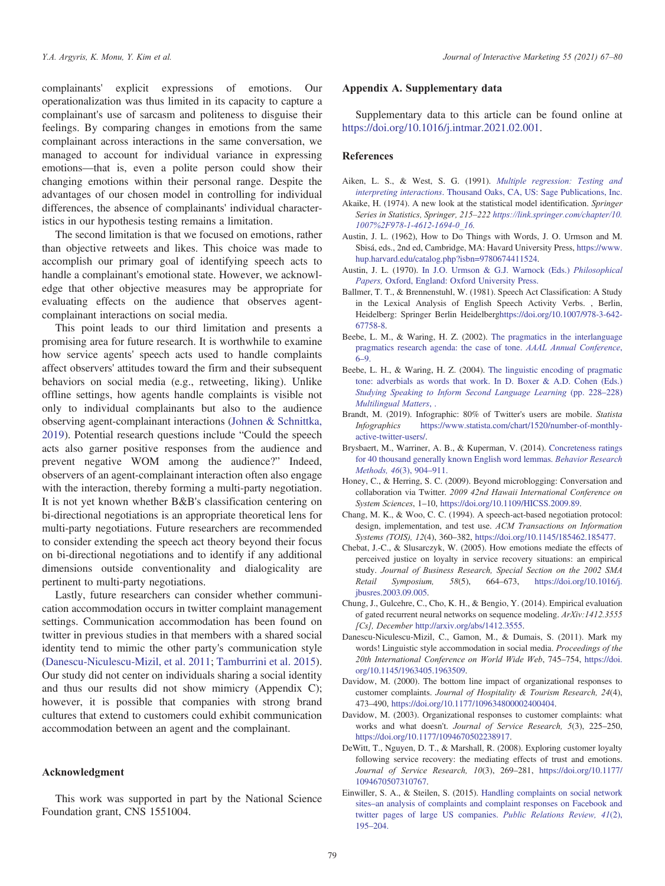complainants' explicit expressions of emotions. Our operationalization was thus limited in its capacity to capture a complainant's use of sarcasm and politeness to disguise their feelings. By comparing changes in emotions from the same complainant across interactions in the same conversation, we managed to account for individual variance in expressing emotions—that is, even a polite person could show their changing emotions within their personal range. Despite the advantages of our chosen model in controlling for individual differences, the absence of complainants' individual characteristics in our hypothesis testing remains a limitation.

The second limitation is that we focused on emotions, rather than objective retweets and likes. This choice was made to accomplish our primary goal of identifying speech acts to handle a complainant's emotional state. However, we acknowledge that other objective measures may be appropriate for evaluating effects on the audience that observes agent-complainant interactions on social media.

This point leads to our third limitation and presents a promising area for future research. It is worthwhile to examine how service agents' speech acts used to handle complaints affect observers' attitudes toward the firm and their subsequent behaviors on social media (e.g., retweeting, liking). Unlike offline settings, how agents handle complaints is visible not only to individual complainants but also to the audience observing agent-complainant interactions (Johnen & Schnittka, 2019). Potential research questions include "Could the speech acts also garner positive responses from the audience and prevent negative WOM among the audience?" Indeed, observers of an agent-complainant interaction often also engage with the interaction, thereby forming a multi-party negotiation. It is not yet known whether B&B's classification centering on bi-directional negotiations is an appropriate theoretical lens for multi-party negotiations. Future researchers are recommended to consider extending the speech act theory beyond their focus on bi-directional negotiations and to identify if any additional dimensions outside conventionality and dialogicality are pertinent to multi-party negotiations.

Lastly, future researchers can consider whether communication accommodation occurs in twitter complaint management settings. Communication accommodation has been found on twitter in previous studies in that members with a shared social identity tend to mimic the other party's communication style (Danescu-Niculescu-Mizil, et al. 2011; Tamburrini et al. 2015). Our study did not center on individuals sharing a social identity and thus our results did not show mimicry (Appendix C); however, it is possible that companies with strong brand cultures that extend to customers could exhibit communication accommodation between an agent and the complainant.

## Acknowledgment

This work was supported in part by the National Science Foundation grant, CNS 1551004.

## Appendix A. Supplementary data

Supplementary data to this article can be found online at https://doi.org/10.1016/j.intmar.2021.02.001.

## References

Aiken, L. S., & West, S. G. (1991). *Multiple regression: Testing and interpreting interactions*. Thousand Oaks, CA, US: Sage Publications, Inc.

Akaike, H. (1974). A new look at the statistical model identification. *Springer Series in Statistics, Springer, 215–222* https://link.springer.com/chapter/10.1007%2F978-1-4612-1694-0_16.

Austin, J. L. (1962), How to Do Things with Words, J. O. Urmson and M. Sbisá, eds., 2nd ed, Cambridge, MA: Havard University Press, https://www.hup.harvard.edu/catalog.php?isbn=9780674411524.

Austin, J. L. (1970). In J.O. Urmson & G.J. Warnock (Eds.) *Philosophical Papers,* Oxford, England: Oxford University Press.

Ballmer, T. T., & Brennenstuhl, W. (1981). Speech Act Classification: A Study in the Lexical Analysis of English Speech Activity Verbs. , Berlin, Heidelberg: Springer Berlin Heidelberghttps://doi.org/10.1007/978-3-642-67758-8.

Beebe, L. M., & Waring, H. Z. (2002). The pragmatics in the interlanguage pragmatics research agenda: the case of tone. *AAAL Annual Conference*, 6–9.

Beebe, L. H., & Waring, H. Z. (2004). The linguistic encoding of pragmatic tone: adverbials as words that work. In D. Boxer & A.D. Cohen (Eds.) *Studying Speaking to Inform Second Language Learning* (pp. 228–228) *Multilingual Matters*, .

Brandt, M. (2019). Infographic: 80% of Twitter's users are mobile. *Statista Infographics* https://www.statista.com/chart/1520/number-of-monthly-active-twitter-users/.

Brysbaert, M., Warriner, A. B., & Kuperman, V. (2014). Concreteness ratings for 40 thousand generally known English word lemmas. *Behavior Research Methods, 46*(3), 904–911.

Honey, C., & Herring, S. C. (2009). Beyond microblogging: Conversation and collaboration via Twitter. *2009 42nd Hawaii International Conference on System Sciences*, 1–10, https://doi.org/10.1109/HICSS.2009.89.

Chang, M. K., & Woo, C. C. (1994). A speech-act-based negotiation protocol: design, implementation, and test use. *ACM Transactions on Information Systems (TOIS), 12*(4), 360–382, https://doi.org/10.1145/185462.185477.

Chebat, J.-C., & Slusarczyk, W. (2005). How emotions mediate the effects of perceived justice on loyalty in service recovery situations: an empirical study. *Journal of Business Research, Special Section on the 2002 SMA Retail Symposium, 58*(5), 664–673, https://doi.org/10.1016/j.jbusres.2003.09.005.

Chung, J., Gulcehre, C., Cho, K. H., & Bengio, Y. (2014). Empirical evaluation of gated recurrent neural networks on sequence modeling. *ArXiv:1412.3555 [Cs], December* http://arxiv.org/abs/1412.3555.

Danescu-Niculescu-Mizil, C., Gamon, M., & Dumais, S. (2011). Mark my words! Linguistic style accommodation in social media. *Proceedings of the 20th International Conference on World Wide Web*, 745–754, https://doi.org/10.1145/1963405.1963509.

Davidow, M. (2000). The bottom line impact of organizational responses to customer complaints. *Journal of Hospitality & Tourism Research, 24*(4), 473–490, https://doi.org/10.1177/109634800002400404.

Davidow, M. (2003). Organizational responses to customer complaints: what works and what doesn't. *Journal of Service Research, 5*(3), 225–250, https://doi.org/10.1177/1094670502238917.

DeWitt, T., Nguyen, D. T., & Marshall, R. (2008). Exploring customer loyalty following service recovery: the mediating effects of trust and emotions. *Journal of Service Research, 10*(3), 269–281, https://doi.org/10.1177/1094670507310767.

Einwiller, S. A., & Steilen, S. (2015). Handling complaints on social network sites–an analysis of complaints and complaint responses on Facebook and twitter pages of large US companies. *Public Relations Review, 41*(2), 195–204.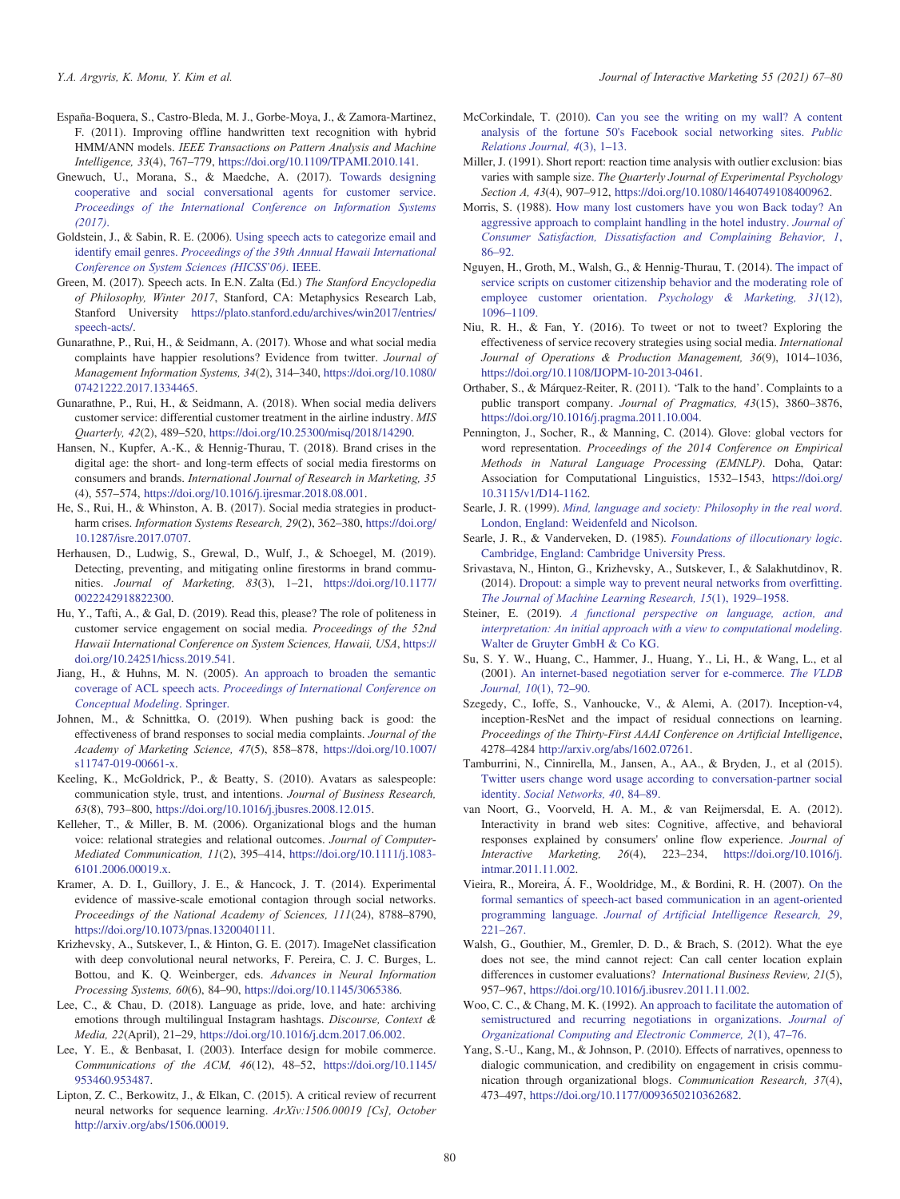España-Boquera, S., Castro-Bleda, M. J., Gorbe-Moya, J., & Zamora-Martinez, F. (2011). Improving offline handwritten text recognition with hybrid HMM/ANN models. *IEEE Transactions on Pattern Analysis and Machine Intelligence, 33*(4), 767–779, https://doi.org/10.1109/TPAMI.2010.141.

Gnewuch, U., Morana, S., & Maedche, A. (2017). Towards designing cooperative and social conversational agents for customer service. *Proceedings of the International Conference on Information Systems (2017)*.

Goldstein, J., & Sabin, R. E. (2006). Using speech acts to categorize email and identify email genres. *Proceedings of the 39th Annual Hawaii International Conference on System Sciences (HICSS'06)*. IEEE.

Green, M. (2017). Speech acts. In E.N. Zalta (Ed.) *The Stanford Encyclopedia of Philosophy, Winter 2017*, Stanford, CA: Metaphysics Research Lab, Stanford University https://plato.stanford.edu/archives/win2017/entries/speech-acts/.

Gunarathne, P., Rui, H., & Seidmann, A. (2017). Whose and what social media complaints have happier resolutions? Evidence from twitter. *Journal of Management Information Systems, 34*(2), 314–340, https://doi.org/10.1080/07421222.2017.1334465.

Gunarathne, P., Rui, H., & Seidmann, A. (2018). When social media delivers customer service: differential customer treatment in the airline industry. *MIS Quarterly, 42*(2), 489–520, https://doi.org/10.25300/misq/2018/14290.

Hansen, N., Kupfer, A.-K., & Hennig-Thurau, T. (2018). Brand crises in the digital age: the short- and long-term effects of social media firestorms on consumers and brands. *International Journal of Research in Marketing, 35*(4), 557–574, https://doi.org/10.1016/j.ijresmar.2018.08.001.

He, S., Rui, H., & Whinston, A. B. (2017). Social media strategies in product-harm crises. *Information Systems Research, 29*(2), 362–380, https://doi.org/10.1287/isre.2017.0707.

Herhausen, D., Ludwig, S., Grewal, D., Wulf, J., & Schoegel, M. (2019). Detecting, preventing, and mitigating online firestorms in brand communities. *Journal of Marketing, 83*(3), 1–21, https://doi.org/10.1177/0022242918822300.

Hu, Y., Tafti, A., & Gal, D. (2019). Read this, please? The role of politeness in customer service engagement on social media. *Proceedings of the 52nd Hawaii International Conference on System Sciences, Hawaii, USA*, https://doi.org/10.24251/hicss.2019.541.

Jiang, H., & Huhns, M. N. (2005). An approach to broaden the semantic coverage of ACL speech acts. *Proceedings of International Conference on Conceptual Modeling*. Springer.

Johnen, M., & Schnittka, O. (2019). When pushing back is good: the effectiveness of brand responses to social media complaints. *Journal of the Academy of Marketing Science, 47*(5), 858–878, https://doi.org/10.1007/s11747-019-00661-x.

Keeling, K., McGoldrick, P., & Beatty, S. (2010). Avatars as salespeople: communication style, trust, and intentions. *Journal of Business Research, 63*(8), 793–800, https://doi.org/10.1016/j.jbusres.2008.12.015.

Kelleher, T., & Miller, B. M. (2006). Organizational blogs and the human voice: relational strategies and relational outcomes. *Journal of Computer-Mediated Communication, 11*(2), 395–414, https://doi.org/10.1111/j.1083-6101.2006.00019.x.

Kramer, A. D. I., Guillory, J. E., & Hancock, J. T. (2014). Experimental evidence of massive-scale emotional contagion through social networks. *Proceedings of the National Academy of Sciences, 111*(24), 8788–8790, https://doi.org/10.1073/pnas.1320040111.

Krizhevsky, A., Sutskever, I., & Hinton, G. E. (2017). ImageNet classification with deep convolutional neural networks, F. Pereira, C. J. C. Burges, L. Bottou, and K. Q. Weinberger, eds. *Advances in Neural Information Processing Systems, 60*(6), 84–90, https://doi.org/10.1145/3065386.

Lee, C., & Chau, D. (2018). Language as pride, love, and hate: archiving emotions through multilingual Instagram hashtags. *Discourse, Context & Media, 22*(April), 21–29, https://doi.org/10.1016/j.dcm.2017.06.002.

Lee, Y. E., & Benbasat, I. (2003). Interface design for mobile commerce. *Communications of the ACM, 46*(12), 48–52, https://doi.org/10.1145/953460.953487.

Lipton, Z. C., Berkowitz, J., & Elkan, C. (2015). A critical review of recurrent neural networks for sequence learning. *ArXiv:1506.00019 [Cs], October* http://arxiv.org/abs/1506.00019.

McCorkindale, T. (2010). Can you see the writing on my wall? A content analysis of the fortune 50's Facebook social networking sites. *Public Relations Journal, 4*(3), 1–13.

Miller, J. (1991). Short report: reaction time analysis with outlier exclusion: bias varies with sample size. *The Quarterly Journal of Experimental Psychology Section A, 43*(4), 907–912, https://doi.org/10.1080/14640749108400962.

Morris, S. (1988). How many lost customers have you won Back today? An aggressive approach to complaint handling in the hotel industry. *Journal of Consumer Satisfaction, Dissatisfaction and Complaining Behavior, 1*, 86–92.

Nguyen, H., Groth, M., Walsh, G., & Hennig-Thurau, T. (2014). The impact of service scripts on customer citizenship behavior and the moderating role of employee customer orientation. *Psychology & Marketing, 31*(12), 1096–1109.

Niu, R. H., & Fan, Y. (2016). To tweet or not to tweet? Exploring the effectiveness of service recovery strategies using social media. *International Journal of Operations & Production Management, 36*(9), 1014–1036, https://doi.org/10.1108/IJOPM-10-2013-0461.

Orthaber, S., & Márquez-Reiter, R. (2011). 'Talk to the hand'. Complaints to a public transport company. *Journal of Pragmatics, 43*(15), 3860–3876, https://doi.org/10.1016/j.pragma.2011.10.004.

Pennington, J., Socher, R., & Manning, C. (2014). Glove: global vectors for word representation. *Proceedings of the 2014 Conference on Empirical Methods in Natural Language Processing (EMNLP)*. Doha, Qatar: Association for Computational Linguistics, 1532–1543, https://doi.org/10.3115/v1/D14-1162.

Searle, J. R. (1999). *Mind, language and society: Philosophy in the real word*. London, England: Weidenfeld and Nicolson.

Searle, J. R., & Vanderveken, D. (1985). *Foundations of illocutionary logic*. Cambridge, England: Cambridge University Press.

Srivastava, N., Hinton, G., Krizhevsky, A., Sutskever, I., & Salakhutdinov, R. (2014). Dropout: a simple way to prevent neural networks from overfitting. *The Journal of Machine Learning Research, 15*(1), 1929–1958.

Steiner, E. (2019). *A functional perspective on language, action, and interpretation: An initial approach with a view to computational modeling*. Walter de Gruyter GmbH & Co KG.

Su, S. Y. W., Huang, C., Hammer, J., Huang, Y., Li, H., & Wang, L., et al (2001). An internet-based negotiation server for e-commerce. *The VLDB Journal, 10*(1), 72–90.

Szegedy, C., Ioffe, S., Vanhoucke, V., & Alemi, A. (2017). Inception-v4, inception-ResNet and the impact of residual connections on learning. *Proceedings of the Thirty-First AAAI Conference on Artificial Intelligence*, 4278–4284 http://arxiv.org/abs/1602.07261.

Tamburrini, N., Cinnirella, M., Jansen, A., AA., & Bryden, J., et al (2015). Twitter users change word usage according to conversation-partner social identity. *Social Networks, 40*, 84–89.

van Noort, G., Voorveld, H. A. M., & van Reijmersdal, E. A. (2012). Interactivity in brand web sites: Cognitive, affective, and behavioral responses explained by consumers' online flow experience. *Journal of Interactive Marketing, 26*(4), 223–234, https://doi.org/10.1016/j.intmar.2011.11.002.

Vieira, R., Moreira, Á. F., Wooldridge, M., & Bordini, R. H. (2007). On the formal semantics of speech-act based communication in an agent-oriented programming language. *Journal of Artificial Intelligence Research, 29*, 221–267.

Walsh, G., Gouthier, M., Gremler, D. D., & Brach, S. (2012). What the eye does not see, the mind cannot reject: Can call center location explain differences in customer evaluations? *International Business Review, 21*(5), 957–967, https://doi.org/10.1016/j.ibusrev.2011.11.002.

Woo, C. C., & Chang, M. K. (1992). An approach to facilitate the automation of semistructured and recurring negotiations in organizations. *Journal of Organizational Computing and Electronic Commerce, 2*(1), 47–76.

Yang, S.-U., Kang, M., & Johnson, P. (2010). Effects of narratives, openness to dialogic communication, and credibility on engagement in crisis communication through organizational blogs. *Communication Research, 37*(4), 473–497, https://doi.org/10.1177/0093650210362682.